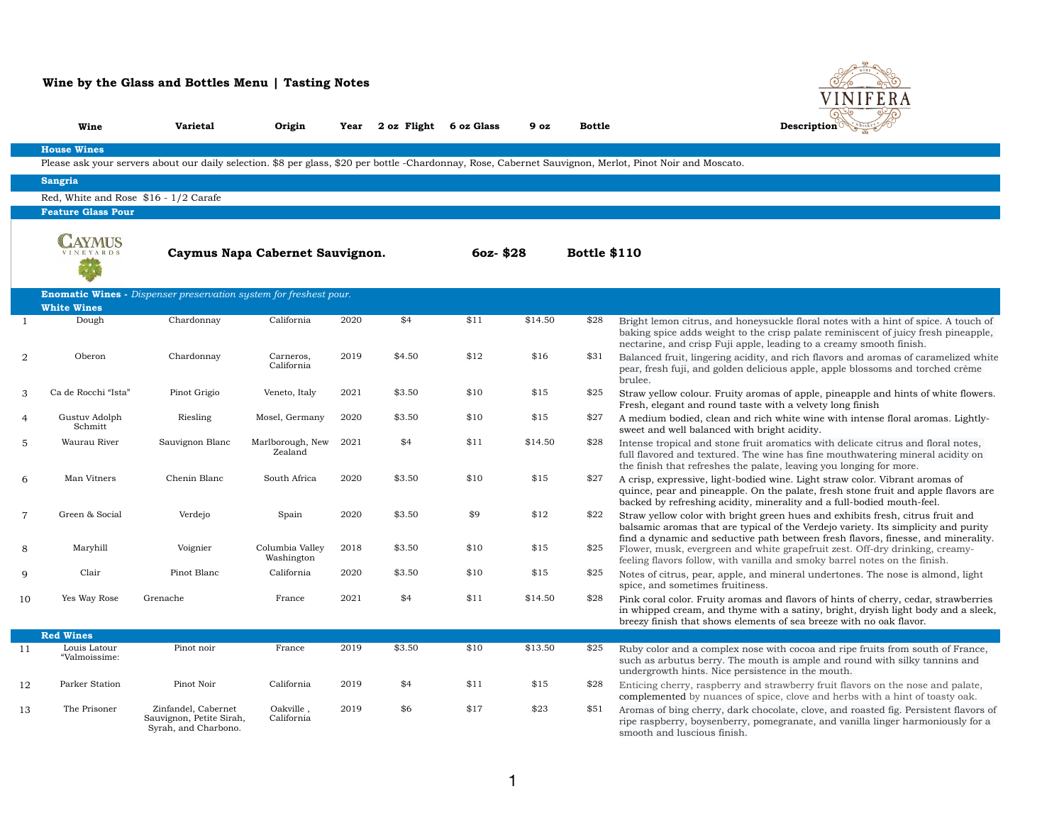# Wine by the Glass and Bottles Menu | Tasting Notes

VINIFERA

| # | Wine | Varietal | Origin | Year | 2 oz Flight | 6 oz Glass | 9 oz | Bottle | Description |
|---|---|---|---|---|---|---|---|---|---|
| **House Wines** | | | | | | | | | |
| Please ask your servers about our daily selection. $8 per glass, $20 per bottle -Chardonnay, Rose, Cabernet Sauvignon, Merlot, Pinot Noir and Moscato. | | | | | | | | | |
| **Sangria** | | | | | | | | | |
| Red, White and Rose $16 - 1/2 Carafe | | | | | | | | | |
| **Feature Glass Pour** | | | | | | | | | |
| | **Caymus Napa Cabernet Sauvignon.** | | | | | **6oz- $28** | | **Bottle $110** | |
| **Enomatic Wines** - *Dispenser preservation system for freshest pour.* | | | | | | | | | |
| **White Wines** | | | | | | | | | |
| 1 | Dough | Chardonnay | California | 2020 | $4 | $11 | $14.50 | $28 | Bright lemon citrus, and honeysuckle floral notes with a hint of spice. A touch of baking spice adds weight to the crisp palate reminiscent of juicy fresh pineapple, nectarine, and crisp Fuji apple, leading to a creamy smooth finish. |
| 2 | Oberon | Chardonnay | Carneros, California | 2019 | $4.50 | $12 | $16 | $31 | Balanced fruit, lingering acidity, and rich flavors and aromas of caramelized white pear, fresh fuji, and golden delicious apple, apple blossoms and torched crème brulee. |
| 3 | Ca de Rocchi "Ista" | Pinot Grigio | Veneto, Italy | 2021 | $3.50 | $10 | $15 | $25 | Straw yellow colour. Fruity aromas of apple, pineapple and hints of white flowers. Fresh, elegant and round taste with a velvety long finish |
| 4 | Gustuv Adolph Schmitt | Riesling | Mosel, Germany | 2020 | $3.50 | $10 | $15 | $27 | A medium bodied, clean and rich white wine with intense floral aromas. Lightly-sweet and well balanced with bright acidity. |
| 5 | Waurau River | Sauvignon Blanc | Marlborough, New Zealand | 2021 | $4 | $11 | $14.50 | $28 | Intense tropical and stone fruit aromatics with delicate citrus and floral notes, full flavored and textured. The wine has fine mouthwatering mineral acidity on the finish that refreshes the palate, leaving you longing for more. |
| 6 | Man Vitners | Chenin Blanc | South Africa | 2020 | $3.50 | $10 | $15 | $27 | A crisp, expressive, light-bodied wine. Light straw color. Vibrant aromas of quince, pear and pineapple. On the palate, fresh stone fruit and apple flavors are backed by refreshing acidity, minerality and a full-bodied mouth-feel. |
| 7 | Green & Social | Verdejo | Spain | 2020 | $3.50 | $9 | $12 | $22 | Straw yellow color with bright green hues and exhibits fresh, citrus fruit and balsamic aromas that are typical of the Verdejo variety. Its simplicity and purity find a dynamic and seductive path between fresh flavors, finesse, and minerality. |
| 8 | Maryhill | Voignier | Columbia Valley Washington | 2018 | $3.50 | $10 | $15 | $25 | Flower, musk, evergreen and white grapefruit zest. Off-dry drinking, creamy-feeling flavors follow, with vanilla and smoky barrel notes on the finish. |
| 9 | Clair | Pinot Blanc | California | 2020 | $3.50 | $10 | $15 | $25 | Notes of citrus, pear, apple, and mineral undertones. The nose is almond, light spice, and sometimes fruitiness. |
| 10 | Yes Way Rose | Grenache | France | 2021 | $4 | $11 | $14.50 | $28 | Pink coral color. Fruity aromas and flavors of hints of cherry, cedar, strawberries in whipped cream, and thyme with a satiny, bright, dryish light body and a sleek, breezy finish that shows elements of sea breeze with no oak flavor. |
| **Red Wines** | | | | | | | | | |
| 11 | Louis Latour "Valmoissime: | Pinot noir | France | 2019 | $3.50 | $10 | $13.50 | $25 | Ruby color and a complex nose with cocoa and ripe fruits from south of France, such as arbutus berry. The mouth is ample and round with silky tannins and undergrowth hints. Nice persistence in the mouth. |
| 12 | Parker Station | Pinot Noir | California | 2019 | $4 | $11 | $15 | $28 | Enticing cherry, raspberry and strawberry fruit flavors on the nose and palate, complemented by nuances of spice, clove and herbs with a hint of toasty oak. |
| 13 | The Prisoner | Zinfandel, Cabernet Sauvignon, Petite Sirah, Syrah, and Charbono. | Oakville , California | 2019 | $6 | $17 | $23 | $51 | Aromas of bing cherry, dark chocolate, clove, and roasted fig. Persistent flavors of ripe raspberry, boysenberry, pomegranate, and vanilla linger harmoniously for a smooth and luscious finish. |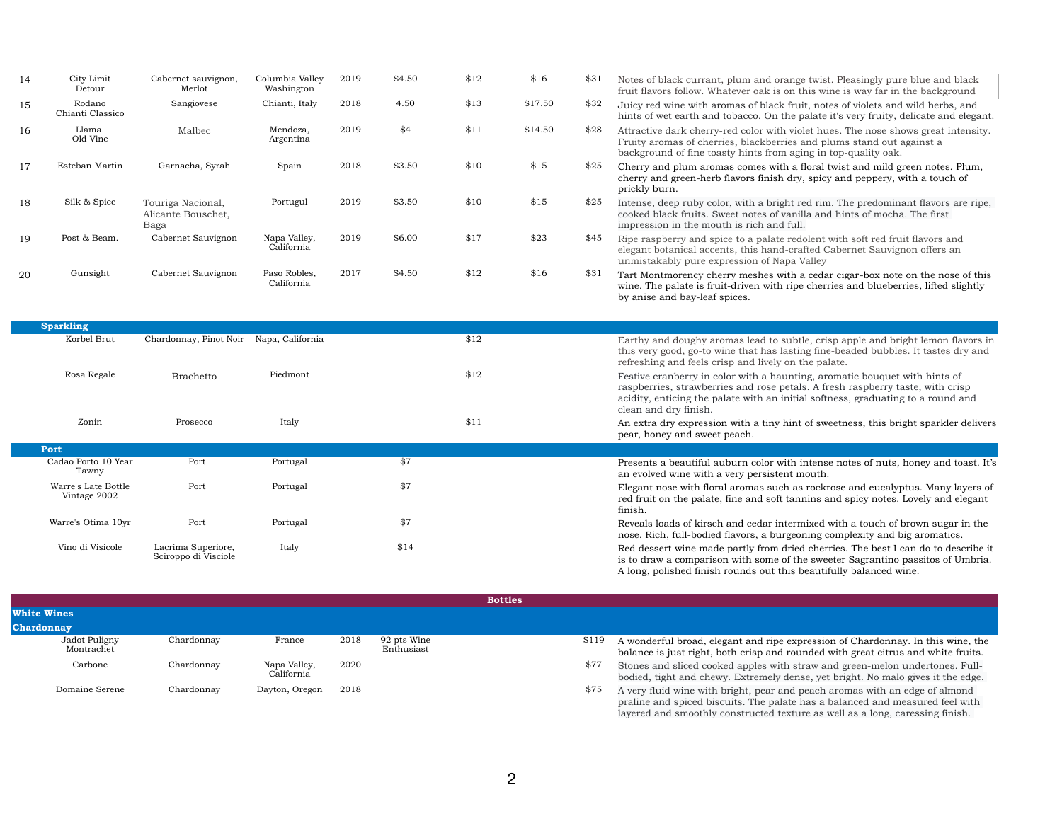| # | Name | Grape | Region | Vintage | | | | | Description |
|---|---|---|---|---|---|---|---|---|---|
| 14 | City Limit Detour | Cabernet sauvignon, Merlot | Columbia Valley Washington | 2019 | $4.50 | $12 | $16 | $31 | Notes of black currant, plum and orange twist. Pleasingly pure blue and black fruit flavors follow. Whatever oak is on this wine is way far in the background |
| 15 | Rodano Chianti Classico | Sangiovese | Chianti, Italy | 2018 | 4.50 | $13 | $17.50 | $32 | Juicy red wine with aromas of black fruit, notes of violets and wild herbs, and hints of wet earth and tobacco. On the palate it's very fruity, delicate and elegant. |
| 16 | Llama. Old Vine | Malbec | Mendoza, Argentina | 2019 | $4 | $11 | $14.50 | $28 | Attractive dark cherry-red color with violet hues. The nose shows great intensity. Fruity aromas of cherries, blackberries and plums stand out against a background of fine toasty hints from aging in top-quality oak. |
| 17 | Esteban Martin | Garnacha, Syrah | Spain | 2018 | $3.50 | $10 | $15 | $25 | Cherry and plum aromas comes with a floral twist and mild green notes. Plum, cherry and green-herb flavors finish dry, spicy and peppery, with a touch of prickly burn. |
| 18 | Silk & Spice | Touriga Nacional, Alicante Bouschet, Baga | Portugul | 2019 | $3.50 | $10 | $15 | $25 | Intense, deep ruby color, with a bright red rim. The predominant flavors are ripe, cooked black fruits. Sweet notes of vanilla and hints of mocha. The first impression in the mouth is rich and full. |
| 19 | Post & Beam. | Cabernet Sauvignon | Napa Valley, California | 2019 | $6.00 | $17 | $23 | $45 | Ripe raspberry and spice to a palate redolent with soft red fruit flavors and elegant botanical accents, this hand-crafted Cabernet Sauvignon offers an unmistakably pure expression of Napa Valley |
| 20 | Gunsight | Cabernet Sauvignon | Paso Robles, California | 2017 | $4.50 | $12 | $16 | $31 | Tart Montmorency cherry meshes with a cedar cigar-box note on the nose of this wine. The palate is fruit-driven with ripe cherries and blueberries, lifted slightly by anise and bay-leaf spices. |

## Sparkling

| Name | Grape | Region | | Description |
|---|---|---|---|---|
| Korbel Brut | Chardonnay, Pinot Noir | Napa, California | $12 | Earthy and doughy aromas lead to subtle, crisp apple and bright lemon flavors in this very good, go-to wine that has lasting fine-beaded bubbles. It tastes dry and refreshing and feels crisp and lively on the palate. |
| Rosa Regale | Brachetto | Piedmont | $12 | Festive cranberry in color with a haunting, aromatic bouquet with hints of raspberries, strawberries and rose petals. A fresh raspberry taste, with crisp acidity, enticing the palate with an initial softness, graduating to a round and clean and dry finish. |
| Zonin | Prosecco | Italy | $11 | An extra dry expression with a tiny hint of sweetness, this bright sparkler delivers pear, honey and sweet peach. |

## Port

| Name | Grape | Region | | Description |
|---|---|---|---|---|
| Cadao Porto 10 Year Tawny | Port | Portugal | $7 | Presents a beautiful auburn color with intense notes of nuts, honey and toast. It's an evolved wine with a very persistent mouth. |
| Warre's Late Bottle Vintage 2002 | Port | Portugal | $7 | Elegant nose with floral aromas such as rockrose and eucalyptus. Many layers of red fruit on the palate, fine and soft tannins and spicy notes. Lovely and elegant finish. |
| Warre's Otima 10yr | Port | Portugal | $7 | Reveals loads of kirsch and cedar intermixed with a touch of brown sugar in the nose. Rich, full-bodied flavors, a burgeoning complexity and big aromatics. |
| Vino di Visicole | Lacrima Superiore, Sciroppo di Visciole | Italy | $14 | Red dessert wine made partly from dried cherries. The best I can do to describe it is to draw a comparison with some of the sweeter Sagrantino passitos of Umbria. A long, polished finish rounds out this beautifully balanced wine. |

# Bottles

## White Wines

### Chardonnay

| Name | Grape | Region | Vintage | Rating | Price | Description |
|---|---|---|---|---|---|---|
| Jadot Puligny Montrachet | Chardonnay | France | 2018 | 92 pts Wine Enthusiast | $119 | A wonderful broad, elegant and ripe expression of Chardonnay. In this wine, the balance is just right, both crisp and rounded with great citrus and white fruits. |
| Carbone | Chardonnay | Napa Valley, California | 2020 | | $77 | Stones and sliced cooked apples with straw and green-melon undertones. Full-bodied, tight and chewy. Extremely dense, yet bright. No malo gives it the edge. |
| Domaine Serene | Chardonnay | Dayton, Oregon | 2018 | | $75 | A very fluid wine with bright, pear and peach aromas with an edge of almond praline and spiced biscuits. The palate has a balanced and measured feel with layered and smoothly constructed texture as well as a long, caressing finish. |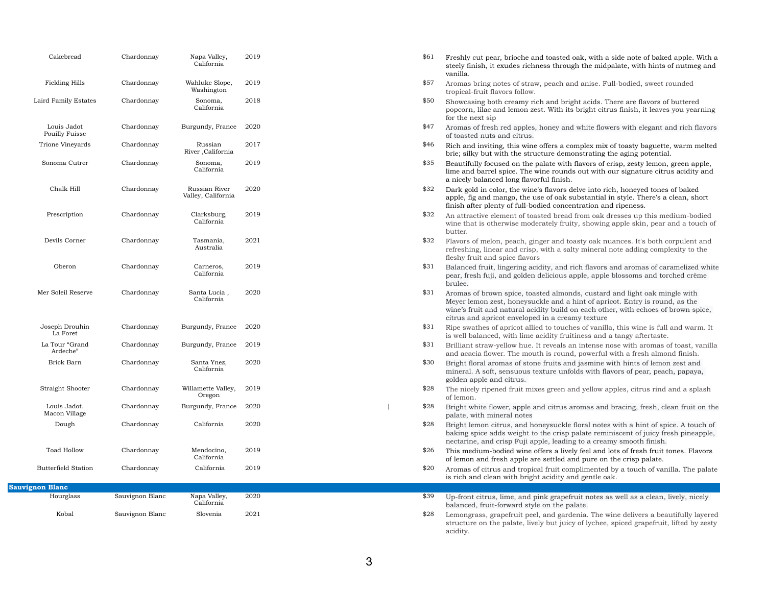| | | | | | |
|---|---|---|---|---|---|
| Cakebread | Chardonnay | Napa Valley, California | 2019 | $61 | Freshly cut pear, brioche and toasted oak, with a side note of baked apple. With a steely finish, it exudes richness through the midpalate, with hints of nutmeg and vanilla. |
| Fielding Hills | Chardonnay | Wahluke Slope, Washington | 2019 | $57 | Aromas bring notes of straw, peach and anise. Full-bodied, sweet rounded tropical-fruit flavors follow. |
| Laird Family Estates | Chardonnay | Sonoma, California | 2018 | $50 | Showcasing both creamy rich and bright acids. There are flavors of buttered popcorn, lilac and lemon zest. With its bright citrus finish, it leaves you yearning for the next sip |
| Louis Jadot Pouilly Fuisse | Chardonnay | Burgundy, France | 2020 | $47 | Aromas of fresh red apples, honey and white flowers with elegant and rich flavors of toasted nuts and citrus. |
| Trione Vineyards | Chardonnay | Russian River ,California | 2017 | $46 | Rich and inviting, this wine offers a complex mix of toasty baguette, warm melted brie; silky but with the structure demonstrating the aging potential. |
| Sonoma Cutrer | Chardonnay | Sonoma, California | 2019 | $35 | Beautifully focused on the palate with flavors of crisp, zesty lemon, green apple, lime and barrel spice. The wine rounds out with our signature citrus acidity and a nicely balanced long flavorful finish. |
| Chalk Hill | Chardonnay | Russian River Valley, California | 2020 | $32 | Dark gold in color, the wine's flavors delve into rich, honeyed tones of baked apple, fig and mango, the use of oak substantial in style. There's a clean, short finish after plenty of full-bodied concentration and ripeness. |
| Prescription | Chardonnay | Clarksburg, California | 2019 | $32 | An attractive element of toasted bread from oak dresses up this medium-bodied wine that is otherwise moderately fruity, showing apple skin, pear and a touch of butter. |
| Devils Corner | Chardonnay | Tasmania, Australia | 2021 | $32 | Flavors of melon, peach, ginger and toasty oak nuances. It's both corpulent and refreshing, linear and crisp, with a salty mineral note adding complexity to the fleshy fruit and spice flavors |
| Oberon | Chardonnay | Carneros, California | 2019 | $31 | Balanced fruit, lingering acidity, and rich flavors and aromas of caramelized white pear, fresh fuji, and golden delicious apple, apple blossoms and torched crème brulee. |
| Mer Soleil Reserve | Chardonnay | Santa Lucia , California | 2020 | $31 | Aromas of brown spice, toasted almonds, custard and light oak mingle with Meyer lemon zest, honeysuckle and a hint of apricot. Entry is round, as the wine's fruit and natural acidity build on each other, with echoes of brown spice, citrus and apricot enveloped in a creamy texture |
| Joseph Drouhin La Foret | Chardonnay | Burgundy, France | 2020 | $31 | Ripe swathes of apricot allied to touches of vanilla, this wine is full and warm. It is well balanced, with lime acidity fruitiness and a tangy aftertaste. |
| La Tour "Grand Ardeche" | Chardonnay | Burgundy, France | 2019 | $31 | Brilliant straw-yellow hue. It reveals an intense nose with aromas of toast, vanilla and acacia flower. The mouth is round, powerful with a fresh almond finish. |
| Brick Barn | Chardonnay | Santa Ynez, California | 2020 | $30 | Bright floral aromas of stone fruits and jasmine with hints of lemon zest and mineral. A soft, sensuous texture unfolds with flavors of pear, peach, papaya, golden apple and citrus. |
| Straight Shooter | Chardonnay | Willamette Valley, Oregon | 2019 | $28 | The nicely ripened fruit mixes green and yellow apples, citrus rind and a splash of lemon. |
| Louis Jadot. Macon Village | Chardonnay | Burgundy, France | 2020 | $28 | Bright white flower, apple and citrus aromas and bracing, fresh, clean fruit on the palate, with mineral notes |
| Dough | Chardonnay | California | 2020 | $28 | Bright lemon citrus, and honeysuckle floral notes with a hint of spice. A touch of baking spice adds weight to the crisp palate reminiscent of juicy fresh pineapple, nectarine, and crisp Fuji apple, leading to a creamy smooth finish. |
| Toad Hollow | Chardonnay | Mendocino, California | 2019 | $26 | This medium-bodied wine offers a lively feel and lots of fresh fruit tones. Flavors of lemon and fresh apple are settled and pure on the crisp palate. |
| Butterfield Station | Chardonnay | California | 2019 | $20 | Aromas of citrus and tropical fruit complimented by a touch of vanilla. The palate is rich and clean with bright acidity and gentle oak. |
| **Sauvignon Blanc** | | | | | |
| Hourglass | Sauvignon Blanc | Napa Valley, California | 2020 | $39 | Up-front citrus, lime, and pink grapefruit notes as well as a clean, lively, nicely balanced, fruit-forward style on the palate. |
| Kobal | Sauvignon Blanc | Slovenia | 2021 | $28 | Lemongrass, grapefruit peel, and gardenia. The wine delivers a beautifully layered structure on the palate, lively but juicy of lychee, spiced grapefruit, lifted by zesty acidity. |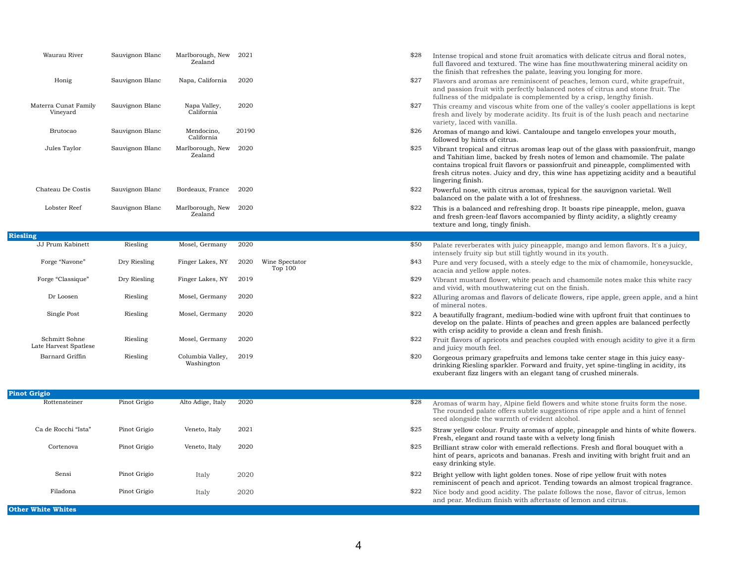| Wine | Varietal | Region | Vintage | Notes | Price | Description |
|---|---|---|---|---|---|---|
| Waurau River | Sauvignon Blanc | Marlborough, New Zealand | 2021 | | $28 | Intense tropical and stone fruit aromatics with delicate citrus and floral notes, full flavored and textured. The wine has fine mouthwatering mineral acidity on the finish that refreshes the palate, leaving you longing for more. |
| Honig | Sauvignon Blanc | Napa, California | 2020 | | $27 | Flavors and aromas are reminiscent of peaches, lemon curd, white grapefruit, and passion fruit with perfectly balanced notes of citrus and stone fruit. The fullness of the midpalate is complemented by a crisp, lengthy finish. |
| Materra Cunat Family Vineyard | Sauvignon Blanc | Napa Valley, California | 2020 | | $27 | This creamy and viscous white from one of the valley's cooler appellations is kept fresh and lively by moderate acidity. Its fruit is of the lush peach and nectarine variety, laced with vanilla. |
| Brutocao | Sauvignon Blanc | Mendocino, California | 20190 | | $26 | Aromas of mango and kiwi. Cantaloupe and tangelo envelopes your mouth, followed by hints of citrus. |
| Jules Taylor | Sauvignon Blanc | Marlborough, New Zealand | 2020 | | $25 | Vibrant tropical and citrus aromas leap out of the glass with passionfruit, mango and Tahitian lime, backed by fresh notes of lemon and chamomile. The palate contains tropical fruit flavors or passionfruit and pineapple, complimented with fresh citrus notes. Juicy and dry, this wine has appetizing acidity and a beautiful lingering finish. |
| Chateau De Costis | Sauvignon Blanc | Bordeaux, France | 2020 | | $22 | Powerful nose, with citrus aromas, typical for the sauvignon varietal. Well balanced on the palate with a lot of freshness. |
| Lobster Reef | Sauvignon Blanc | Marlborough, New Zealand | 2020 | | $22 | This is a balanced and refreshing drop. It boasts ripe pineapple, melon, guava and fresh green-leaf flavors accompanied by flinty acidity, a slightly creamy texture and long, tingly finish. |
| **Riesling** | | | | | | |
| JJ Prum Kabinett | Riesling | Mosel, Germany | 2020 | | $50 | Palate reverberates with juicy pineapple, mango and lemon flavors. It's a juicy, intensely fruity sip but still tightly wound in its youth. |
| Forge "Navone" | Dry Riesling | Finger Lakes, NY | 2020 | Wine Spectator Top 100 | $43 | Pure and very focused, with a steely edge to the mix of chamomile, honeysuckle, acacia and yellow apple notes. |
| Forge "Classique" | Dry Riesling | Finger Lakes, NY | 2019 | | $29 | Vibrant mustard flower, white peach and chamomile notes make this white racy and vivid, with mouthwatering cut on the finish. |
| Dr Loosen | Riesling | Mosel, Germany | 2020 | | $22 | Alluring aromas and flavors of delicate flowers, ripe apple, green apple, and a hint of mineral notes. |
| Single Post | Riesling | Mosel, Germany | 2020 | | $22 | A beautifully fragrant, medium-bodied wine with upfront fruit that continues to develop on the palate. Hints of peaches and green apples are balanced perfectly with crisp acidity to provide a clean and fresh finish. |
| Schmitt Sohne Late Harvest Spatlese | Riesling | Mosel, Germany | 2020 | | $22 | Fruit flavors of apricots and peaches coupled with enough acidity to give it a firm and juicy mouth feel. |
| Barnard Griffin | Riesling | Columbia Valley, Washington | 2019 | | $20 | Gorgeous primary grapefruits and lemons take center stage in this juicy easy-drinking Riesling sparkler. Forward and fruity, yet spine-tingling in acidity, its exuberant fizz lingers with an elegant tang of crushed minerals. |
| **Pinot Grigio** | | | | | | |
| Rottensteiner | Pinot Grigio | Alto Adige, Italy | 2020 | | $28 | Aromas of warm hay, Alpine field flowers and white stone fruits form the nose. The rounded palate offers subtle suggestions of ripe apple and a hint of fennel seed alongside the warmth of evident alcohol. |
| Ca de Rocchi "Ista" | Pinot Grigio | Veneto, Italy | 2021 | | $25 | Straw yellow colour. Fruity aromas of apple, pineapple and hints of white flowers. Fresh, elegant and round taste with a velvety long finish |
| Cortenova | Pinot Grigio | Veneto, Italy | 2020 | | $25 | Brilliant straw color with emerald reflections. Fresh and floral bouquet with a hint of pears, apricots and bananas. Fresh and inviting with bright fruit and an easy drinking style. |
| Sensi | Pinot Grigio | Italy | 2020 | | $22 | Bright yellow with light golden tones. Nose of ripe yellow fruit with notes reminiscent of peach and apricot. Tending towards an almost tropical fragrance. |
| Filadona | Pinot Grigio | Italy | 2020 | | $22 | Nice body and good acidity. The palate follows the nose, flavor of citrus, lemon and pear. Medium finish with aftertaste of lemon and citrus. |
| **Other White Whites** | | | | | | |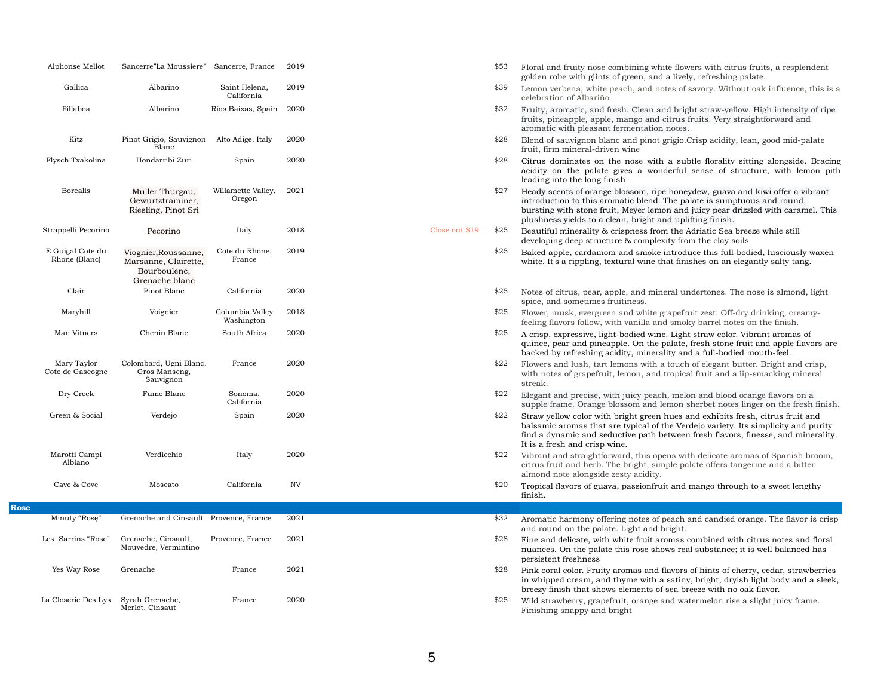| | | | | | | |
|---|---|---|---|---|---|---|
| Alphonse Mellot | Sancerre"La Moussiere" | Sancerre, France | 2019 | | $53 | Floral and fruity nose combining white flowers with citrus fruits, a resplendent golden robe with glints of green, and a lively, refreshing palate. |
| Gallica | Albarino | Saint Helena, California | 2019 | | $39 | Lemon verbena, white peach, and notes of savory. Without oak influence, this is a celebration of Albariño |
| Fillaboa | Albarino | Rios Baixas, Spain | 2020 | | $32 | Fruity, aromatic, and fresh. Clean and bright straw-yellow. High intensity of ripe fruits, pineapple, apple, mango and citrus fruits. Very straightforward and aromatic with pleasant fermentation notes. |
| Kitz | Pinot Grigio, Sauvignon Blanc | Alto Adige, Italy | 2020 | | $28 | Blend of sauvignon blanc and pinot grigio.Crisp acidity, lean, good mid-palate fruit, firm mineral-driven wine |
| Flysch Txakolina | Hondarribi Zuri | Spain | 2020 | | $28 | Citrus dominates on the nose with a subtle florality sitting alongside. Bracing acidity on the palate gives a wonderful sense of structure, with lemon pith leading into the long finish |
| Borealis | Muller Thurgau, Gewurtztraminer, Riesling, Pinot Sri | Willamette Valley, Oregon | 2021 | | $27 | Heady scents of orange blossom, ripe honeydew, guava and kiwi offer a vibrant introduction to this aromatic blend. The palate is sumptuous and round, bursting with stone fruit, Meyer lemon and juicy pear drizzled with caramel. This plushness yields to a clean, bright and uplifting finish. |
| Strappelli Pecorino | Pecorino | Italy | 2018 | Close out $19 | $25 | Beautiful minerality & crispness from the Adriatic Sea breeze while still developing deep structure & complexity from the clay soils |
| E Guigal Cote du Rhône (Blanc) | Viognier,Roussanne, Marsanne, Clairette, Bourboulenc, Grenache blanc | Cote du Rhône, France | 2019 | | $25 | Baked apple, cardamom and smoke introduce this full-bodied, lusciously waxen white. It's a rippling, textural wine that finishes on an elegantly salty tang. |
| Clair | Pinot Blanc | California | 2020 | | $25 | Notes of citrus, pear, apple, and mineral undertones. The nose is almond, light spice, and sometimes fruitiness. |
| Maryhill | Voignier | Columbia Valley Washington | 2018 | | $25 | Flower, musk, evergreen and white grapefruit zest. Off-dry drinking, creamy-feeling flavors follow, with vanilla and smoky barrel notes on the finish. |
| Man Vitners | Chenin Blanc | South Africa | 2020 | | $25 | A crisp, expressive, light-bodied wine. Light straw color. Vibrant aromas of quince, pear and pineapple. On the palate, fresh stone fruit and apple flavors are backed by refreshing acidity, minerality and a full-bodied mouth-feel. |
| Mary Taylor Cote de Gascogne | Colombard, Ugni Blanc, Gros Manseng, Sauvignon | France | 2020 | | $22 | Flowers and lush, tart lemons with a touch of elegant butter. Bright and crisp, with notes of grapefruit, lemon, and tropical fruit and a lip-smacking mineral streak. |
| Dry Creek | Fume Blanc | Sonoma, California | 2020 | | $22 | Elegant and precise, with juicy peach, melon and blood orange flavors on a supple frame. Orange blossom and lemon sherbet notes linger on the fresh finish. |
| Green & Social | Verdejo | Spain | 2020 | | $22 | Straw yellow color with bright green hues and exhibits fresh, citrus fruit and balsamic aromas that are typical of the Verdejo variety. Its simplicity and purity find a dynamic and seductive path between fresh flavors, finesse, and minerality. It is a fresh and crisp wine. |
| Marotti Campi Albiano | Verdicchio | Italy | 2020 | | $22 | Vibrant and straightforward, this opens with delicate aromas of Spanish broom, citrus fruit and herb. The bright, simple palate offers tangerine and a bitter almond note alongside zesty acidity. |
| Cave & Cove | Moscato | California | NV | | $20 | Tropical flavors of guava, passionfruit and mango through to a sweet lengthy finish. |
| **Rose** | | | | | | |
| Minuty "Rosę" | Grenache and Cinsault | Provence, France | 2021 | | $32 | Aromatic harmony offering notes of peach and candied orange. The flavor is crisp and round on the palate. Light and bright. |
| Les Sarrins "Rose" | Grenache, Cinsault, Mouvedre, Vermintino | Provence, France | 2021 | | $28 | Fine and delicate, with white fruit aromas combined with citrus notes and floral nuances. On the palate this rose shows real substance; it is well balanced has persistent freshness |
| Yes Way Rose | Grenache | France | 2021 | | $28 | Pink coral color. Fruity aromas and flavors of hints of cherry, cedar, strawberries in whipped cream, and thyme with a satiny, bright, dryish light body and a sleek, breezy finish that shows elements of sea breeze with no oak flavor. |
| La Closerie Des Lys | Syrah,Grenache, Merlot, Cinsaut | France | 2020 | | $25 | Wild strawberry, grapefruit, orange and watermelon rise a slight juicy frame. Finishing snappy and bright |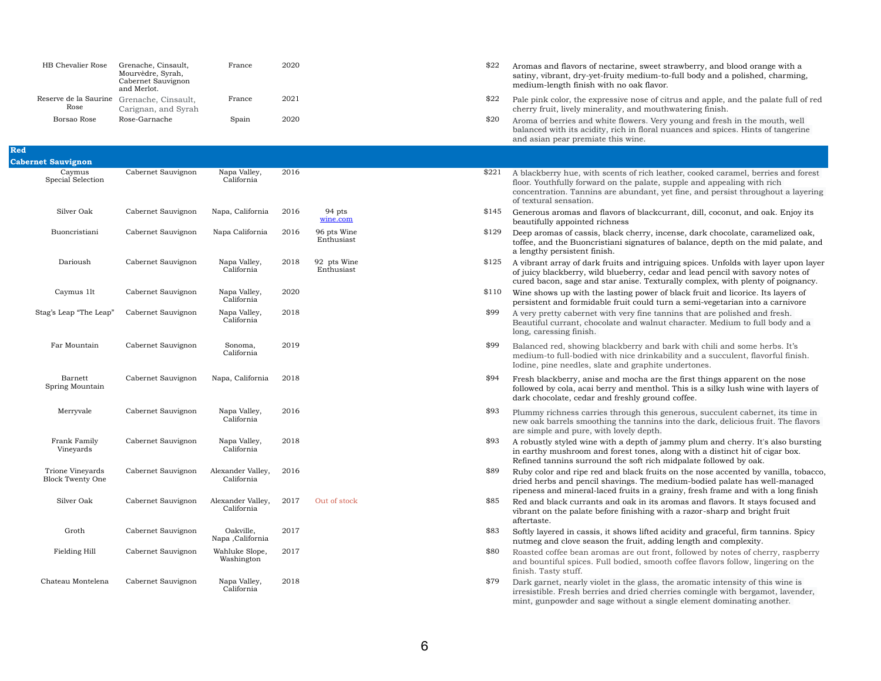| | | | | | | |
|---|---|---|---|---|---|---|
| HB Chevalier Rose | Grenache, Cinsault, Mourvèdre, Syrah, Cabernet Sauvignon and Merlot. | France | 2020 | | $22 | Aromas and flavors of nectarine, sweet strawberry, and blood orange with a satiny, vibrant, dry-yet-fruity medium-to-full body and a polished, charming, medium-length finish with no oak flavor. |
| Reserve de la Saurine Rose | Grenache, Cinsault, Carignan, and Syrah | France | 2021 | | $22 | Pale pink color, the expressive nose of citrus and apple, and the palate full of red cherry fruit, lively minerality, and mouthwatering finish. |
| Borsao Rose | Rose-Garnache | Spain | 2020 | | $20 | Aroma of berries and white flowers. Very young and fresh in the mouth, well balanced with its acidity, rich in floral nuances and spices. Hints of tangerine and asian pear premiate this wine. |
| **Red** | | | | | | |
| **Cabernet Sauvignon** | | | | | | |
| Caymus Special Selection | Cabernet Sauvignon | Napa Valley, California | 2016 | | $221 | A blackberry hue, with scents of rich leather, cooked caramel, berries and forest floor. Youthfully forward on the palate, supple and appealing with rich concentration. Tannins are abundant, yet fine, and persist throughout a layering of textural sensation. |
| Silver Oak | Cabernet Sauvignon | Napa, California | 2016 | 94 pts wine.com | $145 | Generous aromas and flavors of blackcurrant, dill, coconut, and oak. Enjoy its beautifully appointed richness |
| Buoncristiani | Cabernet Sauvignon | Napa California | 2016 | 96 pts Wine Enthusiast | $129 | Deep aromas of cassis, black cherry, incense, dark chocolate, caramelized oak, toffee, and the Buoncristiani signatures of balance, depth on the mid palate, and a lengthy persistent finish. |
| Darioush | Cabernet Sauvignon | Napa Valley, California | 2018 | 92 pts Wine Enthusiast | $125 | A vibrant array of dark fruits and intriguing spices. Unfolds with layer upon layer of juicy blackberry, wild blueberry, cedar and lead pencil with savory notes of cured bacon, sage and star anise. Texturally complex, with plenty of poignancy. |
| Caymus 1lt | Cabernet Sauvignon | Napa Valley, California | 2020 | | $110 | Wine shows up with the lasting power of black fruit and licorice. Its layers of persistent and formidable fruit could turn a semi-vegetarian into a carnivore |
| Stag's Leap "The Leap" | Cabernet Sauvignon | Napa Valley, California | 2018 | | $99 | A very pretty cabernet with very fine tannins that are polished and fresh. Beautiful currant, chocolate and walnut character. Medium to full body and a long, caressing finish. |
| Far Mountain | Cabernet Sauvignon | Sonoma, California | 2019 | | $99 | Balanced red, showing blackberry and bark with chili and some herbs. It's medium-to full-bodied with nice drinkability and a succulent, flavorful finish. Iodine, pine needles, slate and graphite undertones. |
| Barnett Spring Mountain | Cabernet Sauvignon | Napa, California | 2018 | | $94 | Fresh blackberry, anise and mocha are the first things apparent on the nose followed by cola, acai berry and menthol. This is a silky lush wine with layers of dark chocolate, cedar and freshly ground coffee. |
| Merryvale | Cabernet Sauvignon | Napa Valley, California | 2016 | | $93 | Plummy richness carries through this generous, succulent cabernet, its time in new oak barrels smoothing the tannins into the dark, delicious fruit. The flavors are simple and pure, with lovely depth. |
| Frank Family Vineyards | Cabernet Sauvignon | Napa Valley, California | 2018 | | $93 | A robustly styled wine with a depth of jammy plum and cherry. It's also bursting in earthy mushroom and forest tones, along with a distinct hit of cigar box. Refined tannins surround the soft rich midpalate followed by oak. |
| Trione Vineyards Block Twenty One | Cabernet Sauvignon | Alexander Valley, California | 2016 | | $89 | Ruby color and ripe red and black fruits on the nose accented by vanilla, tobacco, dried herbs and pencil shavings. The medium-bodied palate has well-managed ripeness and mineral-laced fruits in a grainy, fresh frame and with a long finish |
| Silver Oak | Cabernet Sauvignon | Alexander Valley, California | 2017 | Out of stock | $85 | Red and black currants and oak in its aromas and flavors. It stays focused and vibrant on the palate before finishing with a razor-sharp and bright fruit aftertaste. |
| Groth | Cabernet Sauvignon | Oakville, Napa ,California | 2017 | | $83 | Softly layered in cassis, it shows lifted acidity and graceful, firm tannins. Spicy nutmeg and clove season the fruit, adding length and complexity. |
| Fielding Hill | Cabernet Sauvignon | Wahluke Slope, Washington | 2017 | | $80 | Roasted coffee bean aromas are out front, followed by notes of cherry, raspberry and bountiful spices. Full bodied, smooth coffee flavors follow, lingering on the finish. Tasty stuff. |
| Chateau Montelena | Cabernet Sauvignon | Napa Valley, California | 2018 | | $79 | Dark garnet, nearly violet in the glass, the aromatic intensity of this wine is irresistible. Fresh berries and dried cherries comingle with bergamot, lavender, mint, gunpowder and sage without a single element dominating another. |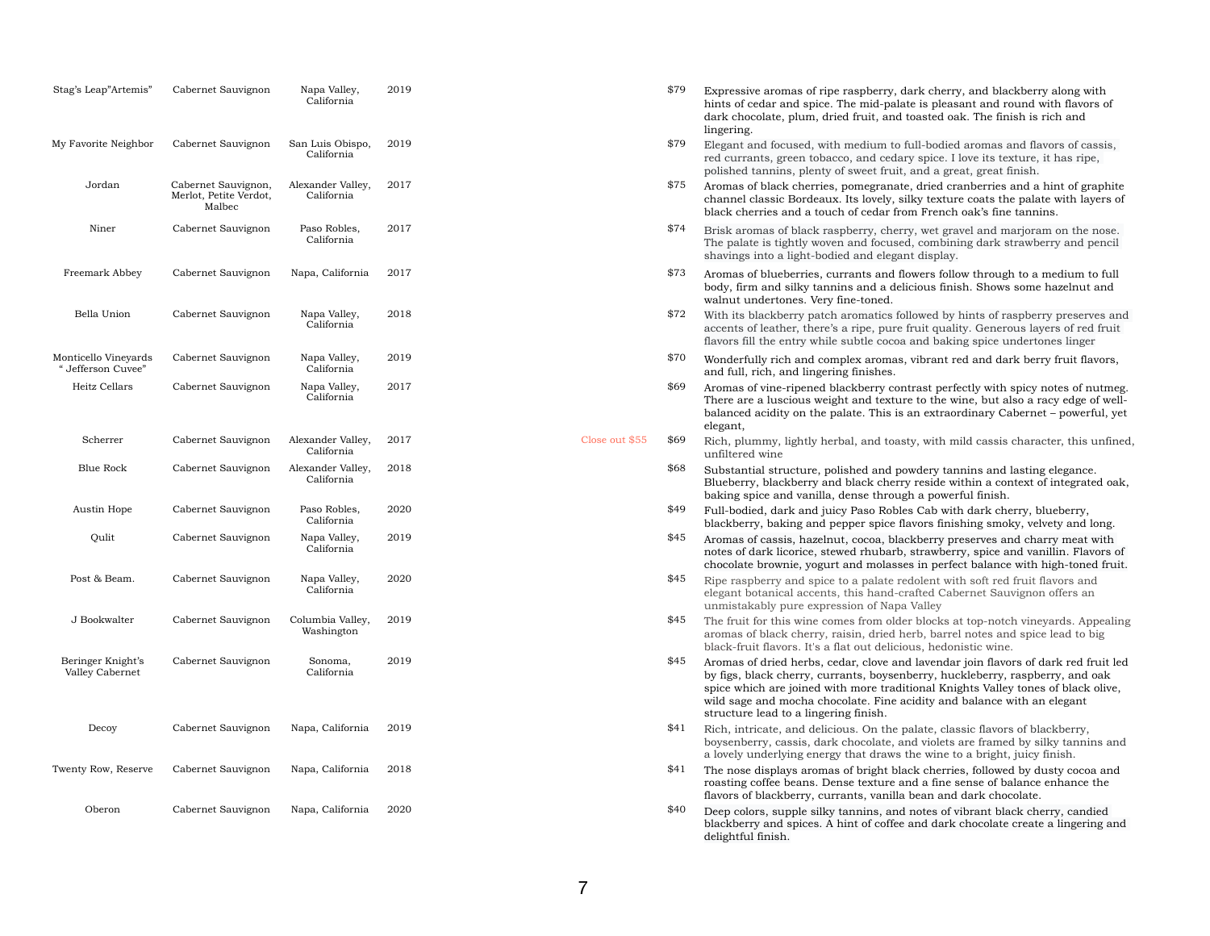| Wine | Varietal | Region | Vintage | | Price | Description |
|---|---|---|---|---|---|---|
| Stag's Leap"Artemis" | Cabernet Sauvignon | Napa Valley, California | 2019 | | $79 | Expressive aromas of ripe raspberry, dark cherry, and blackberry along with hints of cedar and spice. The mid-palate is pleasant and round with flavors of dark chocolate, plum, dried fruit, and toasted oak. The finish is rich and lingering. |
| My Favorite Neighbor | Cabernet Sauvignon | San Luis Obispo, California | 2019 | | $79 | Elegant and focused, with medium to full-bodied aromas and flavors of cassis, red currants, green tobacco, and cedary spice. I love its texture, it has ripe, polished tannins, plenty of sweet fruit, and a great, great finish. |
| Jordan | Cabernet Sauvignon, Merlot, Petite Verdot, Malbec | Alexander Valley, California | 2017 | | $75 | Aromas of black cherries, pomegranate, dried cranberries and a hint of graphite channel classic Bordeaux. Its lovely, silky texture coats the palate with layers of black cherries and a touch of cedar from French oak's fine tannins. |
| Niner | Cabernet Sauvignon | Paso Robles, California | 2017 | | $74 | Brisk aromas of black raspberry, cherry, wet gravel and marjoram on the nose. The palate is tightly woven and focused, combining dark strawberry and pencil shavings into a light-bodied and elegant display. |
| Freemark Abbey | Cabernet Sauvignon | Napa, California | 2017 | | $73 | Aromas of blueberries, currants and flowers follow through to a medium to full body, firm and silky tannins and a delicious finish. Shows some hazelnut and walnut undertones. Very fine-toned. |
| Bella Union | Cabernet Sauvignon | Napa Valley, California | 2018 | | $72 | With its blackberry patch aromatics followed by hints of raspberry preserves and accents of leather, there's a ripe, pure fruit quality. Generous layers of red fruit flavors fill the entry while subtle cocoa and baking spice undertones linger |
| Monticello Vineyards " Jefferson Cuvee" | Cabernet Sauvignon | Napa Valley, California | 2019 | | $70 | Wonderfully rich and complex aromas, vibrant red and dark berry fruit flavors, and full, rich, and lingering finishes. |
| Heitz Cellars | Cabernet Sauvignon | Napa Valley, California | 2017 | | $69 | Aromas of vine-ripened blackberry contrast perfectly with spicy notes of nutmeg. There are a luscious weight and texture to the wine, but also a racy edge of well-balanced acidity on the palate. This is an extraordinary Cabernet – powerful, yet elegant, |
| Scherrer | Cabernet Sauvignon | Alexander Valley, California | 2017 | Close out $55 | $69 | Rich, plummy, lightly herbal, and toasty, with mild cassis character, this unfined, unfiltered wine |
| Blue Rock | Cabernet Sauvignon | Alexander Valley, California | 2018 | | $68 | Substantial structure, polished and powdery tannins and lasting elegance. Blueberry, blackberry and black cherry reside within a context of integrated oak, baking spice and vanilla, dense through a powerful finish. |
| Austin Hope | Cabernet Sauvignon | Paso Robles, California | 2020 | | $49 | Full-bodied, dark and juicy Paso Robles Cab with dark cherry, blueberry, blackberry, baking and pepper spice flavors finishing smoky, velvety and long. |
| Qulit | Cabernet Sauvignon | Napa Valley, California | 2019 | | $45 | Aromas of cassis, hazelnut, cocoa, blackberry preserves and charry meat with notes of dark licorice, stewed rhubarb, strawberry, spice and vanillin. Flavors of chocolate brownie, yogurt and molasses in perfect balance with high-toned fruit. |
| Post & Beam. | Cabernet Sauvignon | Napa Valley, California | 2020 | | $45 | Ripe raspberry and spice to a palate redolent with soft red fruit flavors and elegant botanical accents, this hand-crafted Cabernet Sauvignon offers an unmistakably pure expression of Napa Valley |
| J Bookwalter | Cabernet Sauvignon | Columbia Valley, Washington | 2019 | | $45 | The fruit for this wine comes from older blocks at top-notch vineyards. Appealing aromas of black cherry, raisin, dried herb, barrel notes and spice lead to big black-fruit flavors. It's a flat out delicious, hedonistic wine. |
| Beringer Knight's Valley Cabernet | Cabernet Sauvignon | Sonoma, California | 2019 | | $45 | Aromas of dried herbs, cedar, clove and lavendar join flavors of dark red fruit led by figs, black cherry, currants, boysenberry, huckleberry, raspberry, and oak spice which are joined with more traditional Knights Valley tones of black olive, wild sage and mocha chocolate. Fine acidity and balance with an elegant structure lead to a lingering finish. |
| Decoy | Cabernet Sauvignon | Napa, California | 2019 | | $41 | Rich, intricate, and delicious. On the palate, classic flavors of blackberry, boysenberry, cassis, dark chocolate, and violets are framed by silky tannins and a lovely underlying energy that draws the wine to a bright, juicy finish. |
| Twenty Row, Reserve | Cabernet Sauvignon | Napa, California | 2018 | | $41 | The nose displays aromas of bright black cherries, followed by dusty cocoa and roasting coffee beans. Dense texture and a fine sense of balance enhance the flavors of blackberry, currants, vanilla bean and dark chocolate. |
| Oberon | Cabernet Sauvignon | Napa, California | 2020 | | $40 | Deep colors, supple silky tannins, and notes of vibrant black cherry, candied blackberry and spices. A hint of coffee and dark chocolate create a lingering and delightful finish. |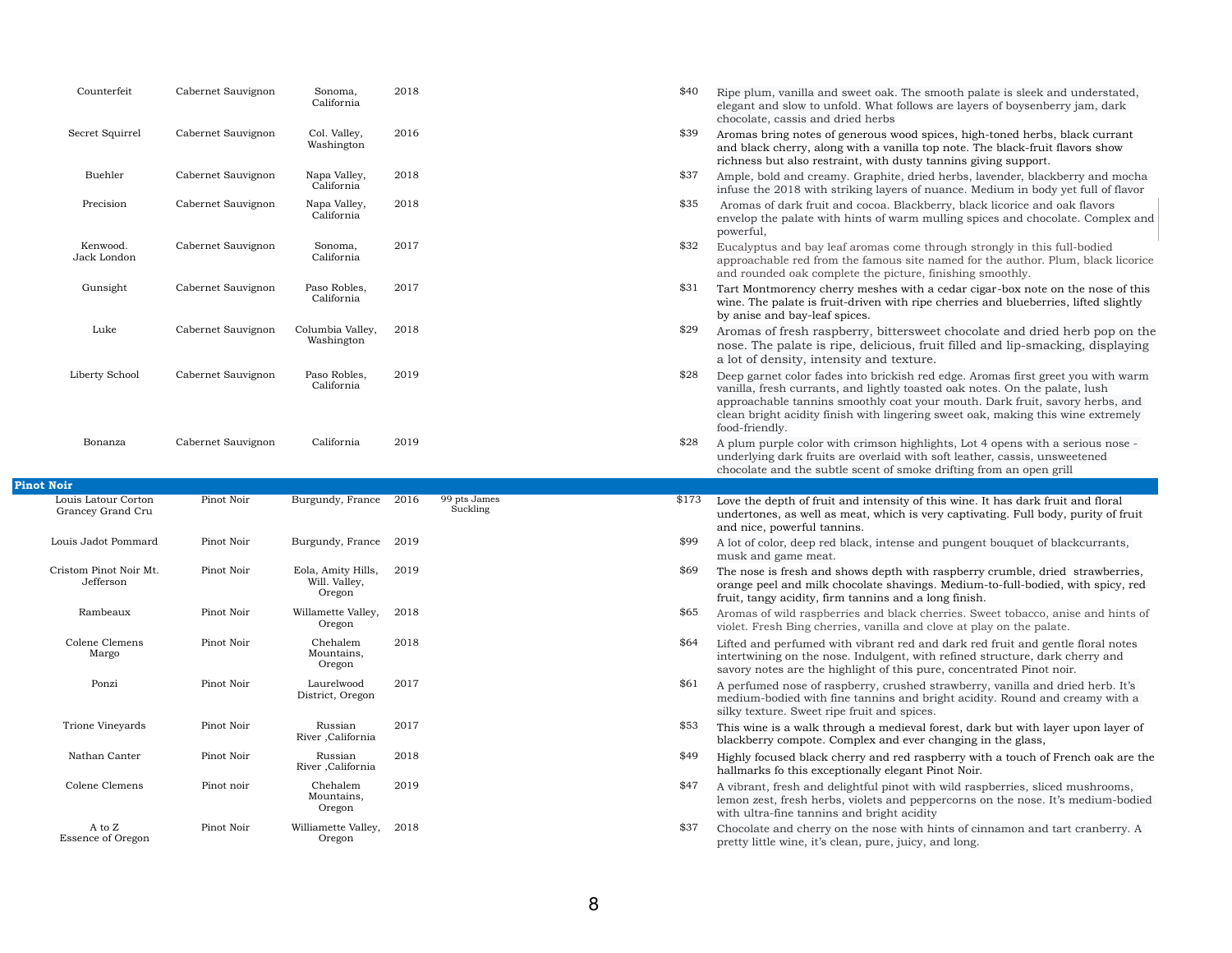| | | | | | | |
|---|---|---|---|---|---|---|
| Counterfeit | Cabernet Sauvignon | Sonoma, California | 2018 | | $40 | Ripe plum, vanilla and sweet oak. The smooth palate is sleek and understated, elegant and slow to unfold. What follows are layers of boysenberry jam, dark chocolate, cassis and dried herbs |
| Secret Squirrel | Cabernet Sauvignon | Col. Valley, Washington | 2016 | | $39 | Aromas bring notes of generous wood spices, high-toned herbs, black currant and black cherry, along with a vanilla top note. The black-fruit flavors show richness but also restraint, with dusty tannins giving support. |
| Buehler | Cabernet Sauvignon | Napa Valley, California | 2018 | | $37 | Ample, bold and creamy. Graphite, dried herbs, lavender, blackberry and mocha infuse the 2018 with striking layers of nuance. Medium in body yet full of flavor |
| Precision | Cabernet Sauvignon | Napa Valley, California | 2018 | | $35 | Aromas of dark fruit and cocoa. Blackberry, black licorice and oak flavors envelop the palate with hints of warm mulling spices and chocolate. Complex and powerful, |
| Kenwood. Jack London | Cabernet Sauvignon | Sonoma, California | 2017 | | $32 | Eucalyptus and bay leaf aromas come through strongly in this full-bodied approachable red from the famous site named for the author. Plum, black licorice and rounded oak complete the picture, finishing smoothly. |
| Gunsight | Cabernet Sauvignon | Paso Robles, California | 2017 | | $31 | Tart Montmorency cherry meshes with a cedar cigar-box note on the nose of this wine. The palate is fruit-driven with ripe cherries and blueberries, lifted slightly by anise and bay-leaf spices. |
| Luke | Cabernet Sauvignon | Columbia Valley, Washington | 2018 | | $29 | Aromas of fresh raspberry, bittersweet chocolate and dried herb pop on the nose. The palate is ripe, delicious, fruit filled and lip-smacking, displaying a lot of density, intensity and texture. |
| Liberty School | Cabernet Sauvignon | Paso Robles, California | 2019 | | $28 | Deep garnet color fades into brickish red edge. Aromas first greet you with warm vanilla, fresh currants, and lightly toasted oak notes. On the palate, lush approachable tannins smoothly coat your mouth. Dark fruit, savory herbs, and clean bright acidity finish with lingering sweet oak, making this wine extremely food-friendly. |
| Bonanza | Cabernet Sauvignon | California | 2019 | | $28 | A plum purple color with crimson highlights, Lot 4 opens with a serious nose - underlying dark fruits are overlaid with soft leather, cassis, unsweetened chocolate and the subtle scent of smoke drifting from an open grill |
| **Pinot Noir** | | | | | | |
| Louis Latour Corton Grancey Grand Cru | Pinot Noir | Burgundy, France | 2016 | 99 pts James Suckling | $173 | Love the depth of fruit and intensity of this wine. It has dark fruit and floral undertones, as well as meat, which is very captivating. Full body, purity of fruit and nice, powerful tannins. |
| Louis Jadot Pommard | Pinot Noir | Burgundy, France | 2019 | | $99 | A lot of color, deep red black, intense and pungent bouquet of blackcurrants, musk and game meat. |
| Cristom Pinot Noir Mt. Jefferson | Pinot Noir | Eola, Amity Hills, Will. Valley, Oregon | 2019 | | $69 | The nose is fresh and shows depth with raspberry crumble, dried strawberries, orange peel and milk chocolate shavings. Medium-to-full-bodied, with spicy, red fruit, tangy acidity, firm tannins and a long finish. |
| Rambeaux | Pinot Noir | Willamette Valley, Oregon | 2018 | | $65 | Aromas of wild raspberries and black cherries. Sweet tobacco, anise and hints of violet. Fresh Bing cherries, vanilla and clove at play on the palate. |
| Colene Clemens Margo | Pinot Noir | Chehalem Mountains, Oregon | 2018 | | $64 | Lifted and perfumed with vibrant red and dark red fruit and gentle floral notes intertwining on the nose. Indulgent, with refined structure, dark cherry and savory notes are the highlight of this pure, concentrated Pinot noir. |
| Ponzi | Pinot Noir | Laurelwood District, Oregon | 2017 | | $61 | A perfumed nose of raspberry, crushed strawberry, vanilla and dried herb. It's medium-bodied with fine tannins and bright acidity. Round and creamy with a silky texture. Sweet ripe fruit and spices. |
| Trione Vineyards | Pinot Noir | Russian River ,California | 2017 | | $53 | This wine is a walk through a medieval forest, dark but with layer upon layer of blackberry compote. Complex and ever changing in the glass, |
| Nathan Canter | Pinot Noir | Russian River ,California | 2018 | | $49 | Highly focused black cherry and red raspberry with a touch of French oak are the hallmarks fo this exceptionally elegant Pinot Noir. |
| Colene Clemens | Pinot noir | Chehalem Mountains, Oregon | 2019 | | $47 | A vibrant, fresh and delightful pinot with wild raspberries, sliced mushrooms, lemon zest, fresh herbs, violets and peppercorns on the nose. It's medium-bodied with ultra-fine tannins and bright acidity |
| A to Z Essence of Oregon | Pinot Noir | Williamette Valley, Oregon | 2018 | | $37 | Chocolate and cherry on the nose with hints of cinnamon and tart cranberry. A pretty little wine, it's clean, pure, juicy, and long. |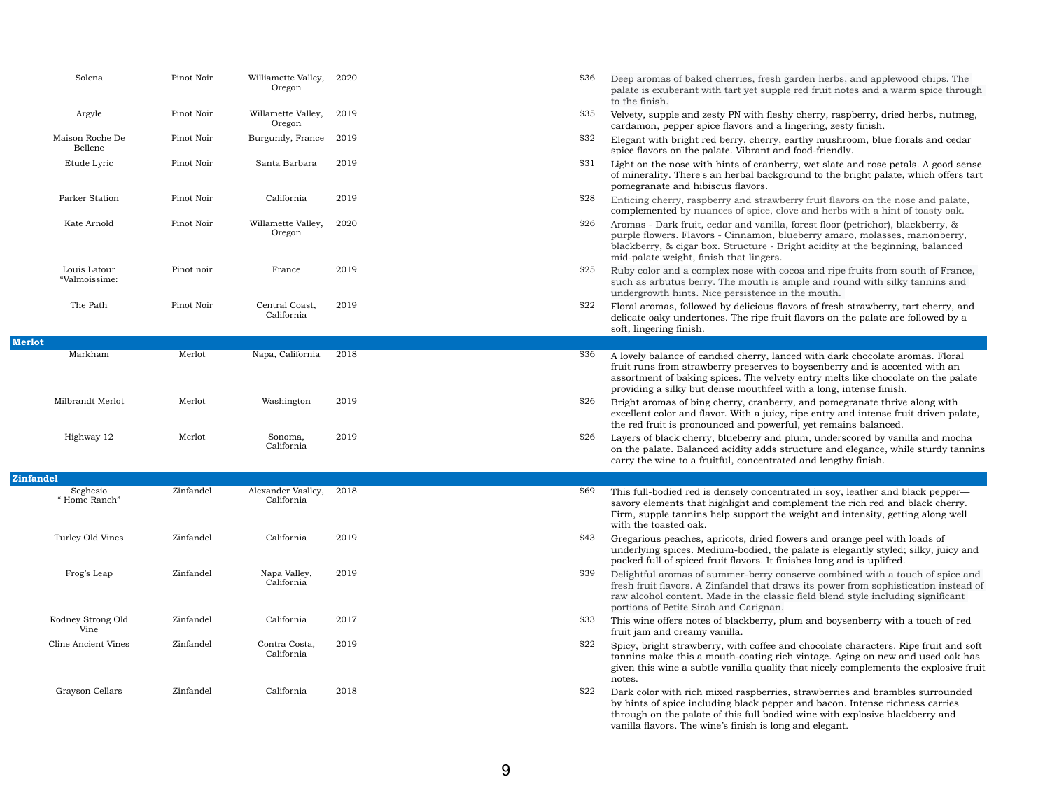| | | | | | |
|---|---|---|---|---|---|
| Solena | Pinot Noir | Williamette Valley, Oregon | 2020 | $36 | Deep aromas of baked cherries, fresh garden herbs, and applewood chips. The palate is exuberant with tart yet supple red fruit notes and a warm spice through to the finish. |
| Argyle | Pinot Noir | Willamette Valley, Oregon | 2019 | $35 | Velvety, supple and zesty PN with fleshy cherry, raspberry, dried herbs, nutmeg, cardamon, pepper spice flavors and a lingering, zesty finish. |
| Maison Roche De Bellene | Pinot Noir | Burgundy, France | 2019 | $32 | Elegant with bright red berry, cherry, earthy mushroom, blue florals and cedar spice flavors on the palate. Vibrant and food-friendly. |
| Etude Lyric | Pinot Noir | Santa Barbara | 2019 | $31 | Light on the nose with hints of cranberry, wet slate and rose petals. A good sense of minerality. There's an herbal background to the bright palate, which offers tart pomegranate and hibiscus flavors. |
| Parker Station | Pinot Noir | California | 2019 | $28 | Enticing cherry, raspberry and strawberry fruit flavors on the nose and palate, complemented by nuances of spice, clove and herbs with a hint of toasty oak. |
| Kate Arnold | Pinot Noir | Willamette Valley, Oregon | 2020 | $26 | Aromas - Dark fruit, cedar and vanilla, forest floor (petrichor), blackberry, & purple flowers. Flavors - Cinnamon, blueberry amaro, molasses, marionberry, blackberry, & cigar box. Structure - Bright acidity at the beginning, balanced mid-palate weight, finish that lingers. |
| Louis Latour "Valmoissime: | Pinot noir | France | 2019 | $25 | Ruby color and a complex nose with cocoa and ripe fruits from south of France, such as arbutus berry. The mouth is ample and round with silky tannins and undergrowth hints. Nice persistence in the mouth. |
| The Path | Pinot Noir | Central Coast, California | 2019 | $22 | Floral aromas, followed by delicious flavors of fresh strawberry, tart cherry, and delicate oaky undertones. The ripe fruit flavors on the palate are followed by a soft, lingering finish. |
| **Merlot** | | | | | |
| Markham | Merlot | Napa, California | 2018 | $36 | A lovely balance of candied cherry, lanced with dark chocolate aromas. Floral fruit runs from strawberry preserves to boysenberry and is accented with an assortment of baking spices. The velvety entry melts like chocolate on the palate providing a silky but dense mouthfeel with a long, intense finish. |
| Milbrandt Merlot | Merlot | Washington | 2019 | $26 | Bright aromas of bing cherry, cranberry, and pomegranate thrive along with excellent color and flavor. With a juicy, ripe entry and intense fruit driven palate, the red fruit is pronounced and powerful, yet remains balanced. |
| Highway 12 | Merlot | Sonoma, California | 2019 | $26 | Layers of black cherry, blueberry and plum, underscored by vanilla and mocha on the palate. Balanced acidity adds structure and elegance, while sturdy tannins carry the wine to a fruitful, concentrated and lengthy finish. |
| **Zinfandel** | | | | | |
| Seghesio " Home Ranch" | Zinfandel | Alexander Vaslley, California | 2018 | $69 | This full-bodied red is densely concentrated in soy, leather and black pepper—savory elements that highlight and complement the rich red and black cherry. Firm, supple tannins help support the weight and intensity, getting along well with the toasted oak. |
| Turley Old Vines | Zinfandel | California | 2019 | $43 | Gregarious peaches, apricots, dried flowers and orange peel with loads of underlying spices. Medium-bodied, the palate is elegantly styled; silky, juicy and packed full of spiced fruit flavors. It finishes long and is uplifted. |
| Frog's Leap | Zinfandel | Napa Valley, California | 2019 | $39 | Delightful aromas of summer-berry conserve combined with a touch of spice and fresh fruit flavors. A Zinfandel that draws its power from sophistication instead of raw alcohol content. Made in the classic field blend style including significant portions of Petite Sirah and Carignan. |
| Rodney Strong Old Vine | Zinfandel | California | 2017 | $33 | This wine offers notes of blackberry, plum and boysenberry with a touch of red fruit jam and creamy vanilla. |
| Cline Ancient Vines | Zinfandel | Contra Costa, California | 2019 | $22 | Spicy, bright strawberry, with coffee and chocolate characters. Ripe fruit and soft tannins make this a mouth-coating rich vintage. Aging on new and used oak has given this wine a subtle vanilla quality that nicely complements the explosive fruit notes. |
| Grayson Cellars | Zinfandel | California | 2018 | $22 | Dark color with rich mixed raspberries, strawberries and brambles surrounded by hints of spice including black pepper and bacon. Intense richness carries through on the palate of this full bodied wine with explosive blackberry and vanilla flavors. The wine's finish is long and elegant. |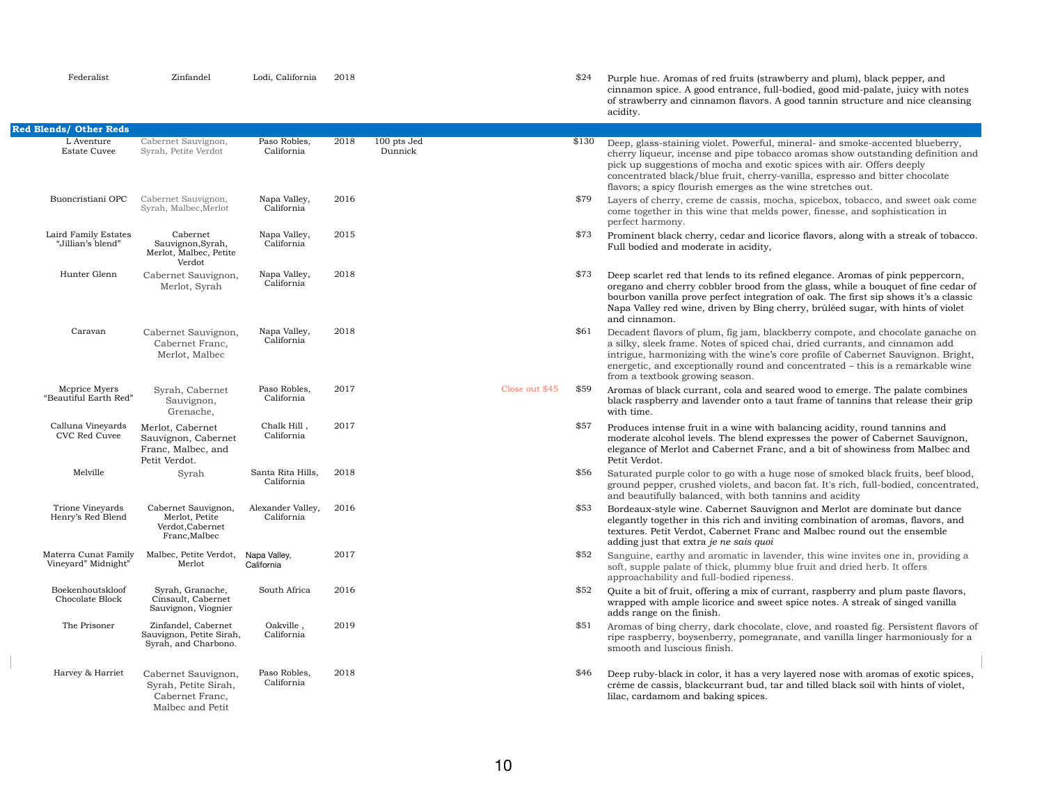| Wine | Varietal | Region | Vintage | Rating | Note | Price | Description |
|---|---|---|---|---|---|---|---|
| Federalist | Zinfandel | Lodi, California | 2018 | | | $24 | Purple hue. Aromas of red fruits (strawberry and plum), black pepper, and cinnamon spice. A good entrance, full-bodied, good mid-palate, juicy with notes of strawberry and cinnamon flavors. A good tannin structure and nice cleansing acidity. |
| **Red Blends/ Other Reds** | | | | | | | |
| L Aventure Estate Cuvee | Cabernet Sauvignon, Syrah, Petite Verdot | Paso Robles, California | 2018 | 100 pts Jed Dunnick | | $130 | Deep, glass-staining violet. Powerful, mineral- and smoke-accented blueberry, cherry liqueur, incense and pipe tobacco aromas show outstanding definition and pick up suggestions of mocha and exotic spices with air. Offers deeply concentrated black/blue fruit, cherry-vanilla, espresso and bitter chocolate flavors; a spicy flourish emerges as the wine stretches out. |
| Buoncristiani OPC | Cabernet Sauvignon, Syrah, Malbec,Merlot | Napa Valley, California | 2016 | | | $79 | Layers of cherry, creme de cassis, mocha, spicebox, tobacco, and sweet oak come come together in this wine that melds power, finesse, and sophistication in perfect harmony. |
| Laird Family Estates "Jillian's blend" | Cabernet Sauvignon,Syrah, Merlot, Malbec, Petite Verdot | Napa Valley, California | 2015 | | | $73 | Prominent black cherry, cedar and licorice flavors, along with a streak of tobacco. Full bodied and moderate in acidity, |
| Hunter Glenn | Cabernet Sauvignon, Merlot, Syrah | Napa Valley, California | 2018 | | | $73 | Deep scarlet red that lends to its refined elegance. Aromas of pink peppercorn, oregano and cherry cobbler brood from the glass, while a bouquet of fine cedar of bourbon vanilla prove perfect integration of oak. The first sip shows it's a classic Napa Valley red wine, driven by Bing cherry, brûléed sugar, with hints of violet and cinnamon. |
| Caravan | Cabernet Sauvignon, Cabernet Franc, Merlot, Malbec | Napa Valley, California | 2018 | | | $61 | Decadent flavors of plum, fig jam, blackberry compote, and chocolate ganache on a silky, sleek frame. Notes of spiced chai, dried currants, and cinnamon add intrigue, harmonizing with the wine's core profile of Cabernet Sauvignon. Bright, energetic, and exceptionally round and concentrated – this is a remarkable wine from a textbook growing season. |
| Mcprice Myers "Beautiful Earth Red" | Syrah, Cabernet Sauvignon, Grenache, | Paso Robles, California | 2017 | | Close out $45 | $59 | Aromas of black currant, cola and seared wood to emerge. The palate combines black raspberry and lavender onto a taut frame of tannins that release their grip with time. |
| Calluna Vineyards CVC Red Cuvee | Merlot, Cabernet Sauvignon, Cabernet Franc, Malbec, and Petit Verdot. | Chalk Hill , California | 2017 | | | $57 | Produces intense fruit in a wine with balancing acidity, round tannins and moderate alcohol levels. The blend expresses the power of Cabernet Sauvignon, elegance of Merlot and Cabernet Franc, and a bit of showiness from Malbec and Petit Verdot. |
| Melville | Syrah | Santa Rita Hills, California | 2018 | | | $56 | Saturated purple color to go with a huge nose of smoked black fruits, beef blood, ground pepper, crushed violets, and bacon fat. It's rich, full-bodied, concentrated, and beautifully balanced, with both tannins and acidity |
| Trione Vineyards Henry's Red Blend | Cabernet Sauvignon, Merlot, Petite Verdot,Cabernet Franc,Malbec | Alexander Valley, California | 2016 | | | $53 | Bordeaux-style wine. Cabernet Sauvignon and Merlot are dominate but dance elegantly together in this rich and inviting combination of aromas, flavors, and textures. Petit Verdot, Cabernet Franc and Malbec round out the ensemble adding just that extra *je ne sais quoi* |
| Materra Cunat Family Vineyard" Midnight" | Malbec, Petite Verdot, Merlot | Napa Valley, California | 2017 | | | $52 | Sanguine, earthy and aromatic in lavender, this wine invites one in, providing a soft, supple palate of thick, plummy blue fruit and dried herb. It offers approachability and full-bodied ripeness. |
| Boekenhoutskloof Chocolate Block | Syrah, Granache, Cinsault, Cabernet Sauvignon, Viognier | South Africa | 2016 | | | $52 | Quite a bit of fruit, offering a mix of currant, raspberry and plum paste flavors, wrapped with ample licorice and sweet spice notes. A streak of singed vanilla adds range on the finish. |
| The Prisoner | Zinfandel, Cabernet Sauvignon, Petite Sirah, Syrah, and Charbono. | Oakville , California | 2019 | | | $51 | Aromas of bing cherry, dark chocolate, clove, and roasted fig. Persistent flavors of ripe raspberry, boysenberry, pomegranate, and vanilla linger harmoniously for a smooth and luscious finish. |
| Harvey & Harriet | Cabernet Sauvignon, Syrah, Petite Sirah, Cabernet Franc, Malbec and Petit | Paso Robles, California | 2018 | | | $46 | Deep ruby-black in color, it has a very layered nose with aromas of exotic spices, crème de cassis, blackcurrant bud, tar and tilled black soil with hints of violet, lilac, cardamom and baking spices. |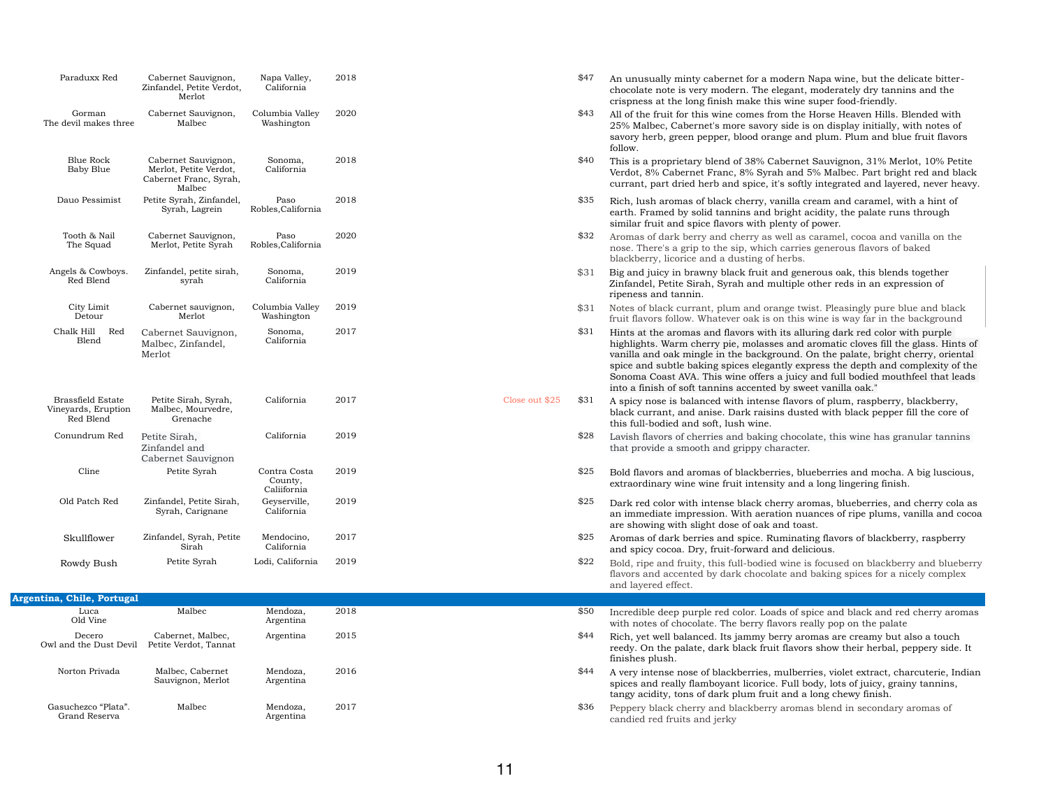| Wine | Varietal | Region | Vintage | | Price | Description |
|---|---|---|---|---|---|---|
| Paraduxx Red | Cabernet Sauvignon, Zinfandel, Petite Verdot, Merlot | Napa Valley, California | 2018 | | $47 | An unusually minty cabernet for a modern Napa wine, but the delicate bitter-chocolate note is very modern. The elegant, moderately dry tannins and the crispness at the long finish make this wine super food-friendly. |
| Gorman The devil makes three | Cabernet Sauvignon, Malbec | Columbia Valley Washington | 2020 | | $43 | All of the fruit for this wine comes from the Horse Heaven Hills. Blended with 25% Malbec, Cabernet's more savory side is on display initially, with notes of savory herb, green pepper, blood orange and plum. Plum and blue fruit flavors follow. |
| Blue Rock Baby Blue | Cabernet Sauvignon, Merlot, Petite Verdot, Cabernet Franc, Syrah, Malbec | Sonoma, California | 2018 | | $40 | This is a proprietary blend of 38% Cabernet Sauvignon, 31% Merlot, 10% Petite Verdot, 8% Cabernet Franc, 8% Syrah and 5% Malbec. Part bright red and black currant, part dried herb and spice, it's softly integrated and layered, never heavy. |
| Dauo Pessimist | Petite Syrah, Zinfandel, Syrah, Lagrein | Paso Robles,California | 2018 | | $35 | Rich, lush aromas of black cherry, vanilla cream and caramel, with a hint of earth. Framed by solid tannins and bright acidity, the palate runs through similar fruit and spice flavors with plenty of power. |
| Tooth & Nail The Squad | Cabernet Sauvignon, Merlot, Petite Syrah | Paso Robles,California | 2020 | | $32 | Aromas of dark berry and cherry as well as caramel, cocoa and vanilla on the nose. There's a grip to the sip, which carries generous flavors of baked blackberry, licorice and a dusting of herbs. |
| Angels & Cowboys. Red Blend | Zinfandel, petite sirah, syrah | Sonoma, California | 2019 | | $31 | Big and juicy in brawny black fruit and generous oak, this blends together Zinfandel, Petite Sirah, Syrah and multiple other reds in an expression of ripeness and tannin. |
| City Limit Detour | Cabernet sauvignon, Merlot | Columbia Valley Washington | 2019 | | $31 | Notes of black currant, plum and orange twist. Pleasingly pure blue and black fruit flavors follow. Whatever oak is on this wine is way far in the background |
| Chalk Hill Red Blend | Cabernet Sauvignon, Malbec, Zinfandel, Merlot | Sonoma, California | 2017 | | $31 | Hints at the aromas and flavors with its alluring dark red color with purple highlights. Warm cherry pie, molasses and aromatic cloves fill the glass. Hints of vanilla and oak mingle in the background. On the palate, bright cherry, oriental spice and subtle baking spices elegantly express the depth and complexity of the Sonoma Coast AVA. This wine offers a juicy and full bodied mouthfeel that leads into a finish of soft tannins accented by sweet vanilla oak." |
| Brassfield Estate Vineyards, Eruption Red Blend | Petite Sirah, Syrah, Malbec, Mourvedre, Grenache | California | 2017 | Close out $25 | $31 | A spicy nose is balanced with intense flavors of plum, raspberry, blackberry, black currant, and anise. Dark raisins dusted with black pepper fill the core of this full-bodied and soft, lush wine. |
| Conundrum Red | Petite Sirah, Zinfandel and Cabernet Sauvignon | California | 2019 | | $28 | Lavish flavors of cherries and baking chocolate, this wine has granular tannins that provide a smooth and grippy character. |
| Cline | Petite Syrah | Contra Costa County, Caliifornia | 2019 | | $25 | Bold flavors and aromas of blackberries, blueberries and mocha. A big luscious, extraordinary wine wine fruit intensity and a long lingering finish. |
| Old Patch Red | Zinfandel, Petite Sirah, Syrah, Carignane | Geyserville, California | 2019 | | $25 | Dark red color with intense black cherry aromas, blueberries, and cherry cola as an immediate impression. With aeration nuances of ripe plums, vanilla and cocoa are showing with slight dose of oak and toast. |
| Skullflower | Zinfandel, Syrah, Petite Sirah | Mendocino, California | 2017 | | $25 | Aromas of dark berries and spice. Ruminating flavors of blackberry, raspberry and spicy cocoa. Dry, fruit-forward and delicious. |
| Rowdy Bush | Petite Syrah | Lodi, California | 2019 | | $22 | Bold, ripe and fruity, this full-bodied wine is focused on blackberry and blueberry flavors and accented by dark chocolate and baking spices for a nicely complex and layered effect. |

## Argentina, Chile, Portugal

| Wine | Varietal | Region | Vintage | Price | Description |
|---|---|---|---|---|---|
| Luca Old Vine | Malbec | Mendoza, Argentina | 2018 | $50 | Incredible deep purple red color. Loads of spice and black and red cherry aromas with notes of chocolate. The berry flavors really pop on the palate |
| Decero Owl and the Dust Devil | Cabernet, Malbec, Petite Verdot, Tannat | Argentina | 2015 | $44 | Rich, yet well balanced. Its jammy berry aromas are creamy but also a touch reedy. On the palate, dark black fruit flavors show their herbal, peppery side. It finishes plush. |
| Norton Privada | Malbec, Cabernet Sauvignon, Merlot | Mendoza, Argentina | 2016 | $44 | A very intense nose of blackberries, mulberries, violet extract, charcuterie, Indian spices and really flamboyant licorice. Full body, lots of juicy, grainy tannins, tangy acidity, tons of dark plum fruit and a long chewy finish. |
| Gasuchezco "Plata". Grand Reserva | Malbec | Mendoza, Argentina | 2017 | $36 | Peppery black cherry and blackberry aromas blend in secondary aromas of candied red fruits and jerky |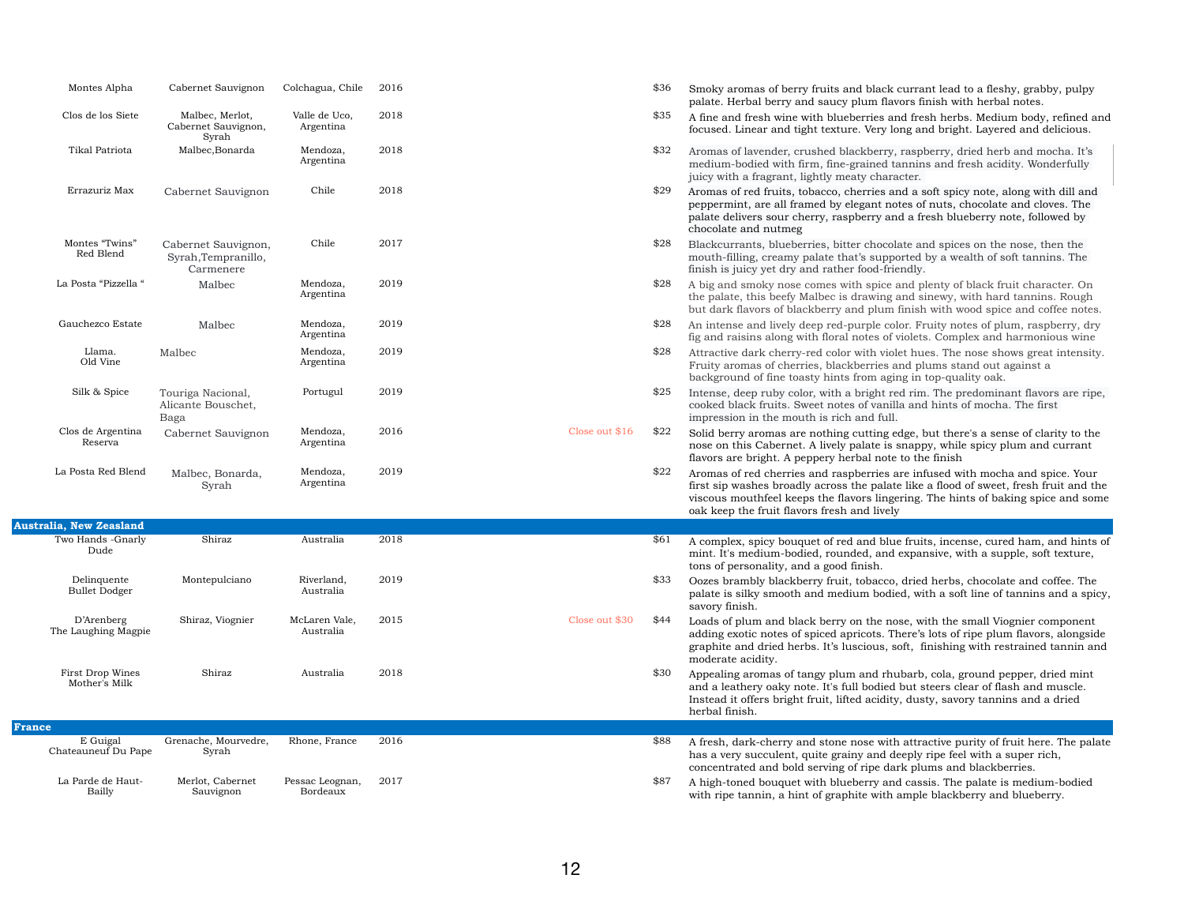| Wine | Varietal | Region | Vintage | Close out | Price | Description |
|---|---|---|---|---|---|---|
| Montes Alpha | Cabernet Sauvignon | Colchagua, Chile | 2016 | | $36 | Smoky aromas of berry fruits and black currant lead to a fleshy, grabby, pulpy palate. Herbal berry and saucy plum flavors finish with herbal notes. |
| Clos de los Siete | Malbec, Merlot, Cabernet Sauvignon, Syrah | Valle de Uco, Argentina | 2018 | | $35 | A fine and fresh wine with blueberries and fresh herbs. Medium body, refined and focused. Linear and tight texture. Very long and bright. Layered and delicious. |
| Tikal Patriota | Malbec,Bonarda | Mendoza, Argentina | 2018 | | $32 | Aromas of lavender, crushed blackberry, raspberry, dried herb and mocha. It's medium-bodied with firm, fine-grained tannins and fresh acidity. Wonderfully juicy with a fragrant, lightly meaty character. |
| Errazuriz Max | Cabernet Sauvignon | Chile | 2018 | | $29 | Aromas of red fruits, tobacco, cherries and a soft spicy note, along with dill and peppermint, are all framed by elegant notes of nuts, chocolate and cloves. The palate delivers sour cherry, raspberry and a fresh blueberry note, followed by chocolate and nutmeg |
| Montes "Twins" Red Blend | Cabernet Sauvignon, Syrah,Tempranillo, Carmenere | Chile | 2017 | | $28 | Blackcurrants, blueberries, bitter chocolate and spices on the nose, then the mouth-filling, creamy palate that's supported by a wealth of soft tannins. The finish is juicy yet dry and rather food-friendly. |
| La Posta "Pizzella " | Malbec | Mendoza, Argentina | 2019 | | $28 | A big and smoky nose comes with spice and plenty of black fruit character. On the palate, this beefy Malbec is drawing and sinewy, with hard tannins. Rough but dark flavors of blackberry and plum finish with wood spice and coffee notes. |
| Gauchezco Estate | Malbec | Mendoza, Argentina | 2019 | | $28 | An intense and lively deep red-purple color. Fruity notes of plum, raspberry, dry fig and raisins along with floral notes of violets. Complex and harmonious wine |
| Llama. Old Vine | Malbec | Mendoza, Argentina | 2019 | | $28 | Attractive dark cherry-red color with violet hues. The nose shows great intensity. Fruity aromas of cherries, blackberries and plums stand out against a background of fine toasty hints from aging in top-quality oak. |
| Silk & Spice | Touriga Nacional, Alicante Bouschet, Baga | Portugul | 2019 | | $25 | Intense, deep ruby color, with a bright red rim. The predominant flavors are ripe, cooked black fruits. Sweet notes of vanilla and hints of mocha. The first impression in the mouth is rich and full. |
| Clos de Argentina Reserva | Cabernet Sauvignon | Mendoza, Argentina | 2016 | Close out $16 | $22 | Solid berry aromas are nothing cutting edge, but there's a sense of clarity to the nose on this Cabernet. A lively palate is snappy, while spicy plum and currant flavors are bright. A peppery herbal note to the finish |
| La Posta Red Blend | Malbec, Bonarda, Syrah | Mendoza, Argentina | 2019 | | $22 | Aromas of red cherries and raspberries are infused with mocha and spice. Your first sip washes broadly across the palate like a flood of sweet, fresh fruit and the viscous mouthfeel keeps the flavors lingering. The hints of baking spice and some oak keep the fruit flavors fresh and lively |
| **Australia, New Zealand** | | | | | | |
| Two Hands -Gnarly Dude | Shiraz | Australia | 2018 | | $61 | A complex, spicy bouquet of red and blue fruits, incense, cured ham, and hints of mint. It's medium-bodied, rounded, and expansive, with a supple, soft texture, tons of personality, and a good finish. |
| Delinquente Bullet Dodger | Montepulciano | Riverland, Australia | 2019 | | $33 | Oozes brambly blackberry fruit, tobacco, dried herbs, chocolate and coffee. The palate is silky smooth and medium bodied, with a soft line of tannins and a spicy, savory finish. |
| D'Arenberg The Laughing Magpie | Shiraz, Viognier | McLaren Vale, Australia | 2015 | Close out $30 | $44 | Loads of plum and black berry on the nose, with the small Viognier component adding exotic notes of spiced apricots. There's lots of ripe plum flavors, alongside graphite and dried herbs. It's luscious, soft, finishing with restrained tannin and moderate acidity. |
| First Drop Wines Mother's Milk | Shiraz | Australia | 2018 | | $30 | Appealing aromas of tangy plum and rhubarb, cola, ground pepper, dried mint and a leathery oaky note. It's full bodied but steers clear of flash and muscle. Instead it offers bright fruit, lifted acidity, dusty, savory tannins and a dried herbal finish. |
| **France** | | | | | | |
| E Guigal Chateauneuf Du Pape | Grenache, Mourvedre, Syrah | Rhone, France | 2016 | | $88 | A fresh, dark-cherry and stone nose with attractive purity of fruit here. The palate has a very succulent, quite grainy and deeply ripe feel with a super rich, concentrated and bold serving of ripe dark plums and blackberries. |
| La Parde de Haut-Bailly | Merlot, Cabernet Sauvignon | Pessac Leognan, Bordeaux | 2017 | | $87 | A high-toned bouquet with blueberry and cassis. The palate is medium-bodied with ripe tannin, a hint of graphite with ample blackberry and blueberry. |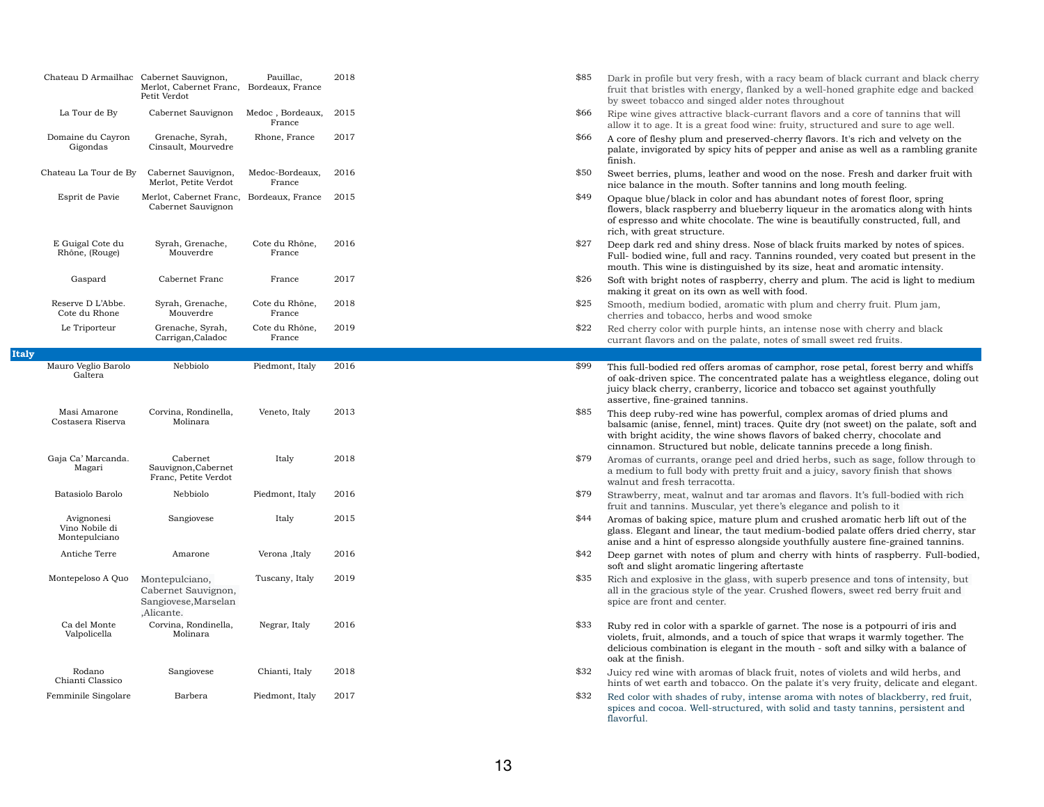| Wine | Grape | Region | Vintage | Price | Description |
|---|---|---|---|---|---|
| Chateau D Armailhac | Cabernet Sauvignon, Merlot, Cabernet Franc, Petit Verdot | Pauillac, Bordeaux, France | 2018 | $85 | Dark in profile but very fresh, with a racy beam of black currant and black cherry fruit that bristles with energy, flanked by a well-honed graphite edge and backed by sweet tobacco and singed alder notes throughout |
| La Tour de By | Cabernet Sauvignon | Medoc , Bordeaux, France | 2015 | $66 | Ripe wine gives attractive black-currant flavors and a core of tannins that will allow it to age. It is a great food wine: fruity, structured and sure to age well. |
| Domaine du Cayron Gigondas | Grenache, Syrah, Cinsault, Mourvedre | Rhone, France | 2017 | $66 | A core of fleshy plum and preserved-cherry flavors. It's rich and velvety on the palate, invigorated by spicy hits of pepper and anise as well as a rambling granite finish. |
| Chateau La Tour de By | Cabernet Sauvignon, Merlot, Petite Verdot | Medoc-Bordeaux, France | 2016 | $50 | Sweet berries, plums, leather and wood on the nose. Fresh and darker fruit with nice balance in the mouth. Softer tannins and long mouth feeling. |
| Esprit de Pavie | Merlot, Cabernet Franc, Cabernet Sauvignon | Bordeaux, France | 2015 | $49 | Opaque blue/black in color and has abundant notes of forest floor, spring flowers, black raspberry and blueberry liqueur in the aromatics along with hints of espresso and white chocolate. The wine is beautifully constructed, full, and rich, with great structure. |
| E Guigal Cote du Rhône, (Rouge) | Syrah, Grenache, Mouverdre | Cote du Rhône, France | 2016 | $27 | Deep dark red and shiny dress. Nose of black fruits marked by notes of spices. Full- bodied wine, full and racy. Tannins rounded, very coated but present in the mouth. This wine is distinguished by its size, heat and aromatic intensity. |
| Gaspard | Cabernet Franc | France | 2017 | $26 | Soft with bright notes of raspberry, cherry and plum. The acid is light to medium making it great on its own as well with food. |
| Reserve D L'Abbe. Cote du Rhone | Syrah, Grenache, Mouverdre | Cote du Rhône, France | 2018 | $25 | Smooth, medium bodied, aromatic with plum and cherry fruit. Plum jam, cherries and tobacco, herbs and wood smoke |
| Le Triporteur | Grenache, Syrah, Carrigan,Caladoc | Cote du Rhône, France | 2019 | $22 | Red cherry color with purple hints, an intense nose with cherry and black currant flavors and on the palate, notes of small sweet red fruits. |

## Italy

| Wine | Grape | Region | Vintage | Price | Description |
|---|---|---|---|---|---|
| Mauro Veglio Barolo Galtera | Nebbiolo | Piedmont, Italy | 2016 | $99 | This full-bodied red offers aromas of camphor, rose petal, forest berry and whiffs of oak-driven spice. The concentrated palate has a weightless elegance, doling out juicy black cherry, cranberry, licorice and tobacco set against youthfully assertive, fine-grained tannins. |
| Masi Amarone Costasera Riserva | Corvina, Rondinella, Molinara | Veneto, Italy | 2013 | $85 | This deep ruby-red wine has powerful, complex aromas of dried plums and balsamic (anise, fennel, mint) traces. Quite dry (not sweet) on the palate, soft and with bright acidity, the wine shows flavors of baked cherry, chocolate and cinnamon. Structured but noble, delicate tannins precede a long finish. |
| Gaja Ca' Marcanda. Magari | Cabernet Sauvignon,Cabernet Franc, Petite Verdot | Italy | 2018 | $79 | Aromas of currants, orange peel and dried herbs, such as sage, follow through to a medium to full body with pretty fruit and a juicy, savory finish that shows walnut and fresh terracotta. |
| Batasiolo Barolo | Nebbiolo | Piedmont, Italy | 2016 | $79 | Strawberry, meat, walnut and tar aromas and flavors. It's full-bodied with rich fruit and tannins. Muscular, yet there's elegance and polish to it |
| Avignonesi Vino Nobile di Montepulciano | Sangiovese | Italy | 2015 | $44 | Aromas of baking spice, mature plum and crushed aromatic herb lift out of the glass. Elegant and linear, the taut medium-bodied palate offers dried cherry, star anise and a hint of espresso alongside youthfully austere fine-grained tannins. |
| Antiche Terre | Amarone | Verona ,Italy | 2016 | $42 | Deep garnet with notes of plum and cherry with hints of raspberry. Full-bodied, soft and slight aromatic lingering aftertaste |
| Montepeloso A Quo | Montepulciano, Cabernet Sauvignon, Sangiovese,Marselan ,Alicante. | Tuscany, Italy | 2019 | $35 | Rich and explosive in the glass, with superb presence and tons of intensity, but all in the gracious style of the year. Crushed flowers, sweet red berry fruit and spice are front and center. |
| Ca del Monte Valpolicella | Corvina, Rondinella, Molinara | Negrar, Italy | 2016 | $33 | Ruby red in color with a sparkle of garnet. The nose is a potpourri of iris and violets, fruit, almonds, and a touch of spice that wraps it warmly together. The delicious combination is elegant in the mouth - soft and silky with a balance of oak at the finish. |
| Rodano Chianti Classico | Sangiovese | Chianti, Italy | 2018 | $32 | Juicy red wine with aromas of black fruit, notes of violets and wild herbs, and hints of wet earth and tobacco. On the palate it's very fruity, delicate and elegant. |
| Femminile Singolare | Barbera | Piedmont, Italy | 2017 | $32 | Red color with shades of ruby, intense aroma with notes of blackberry, red fruit, spices and cocoa. Well-structured, with solid and tasty tannins, persistent and flavorful. |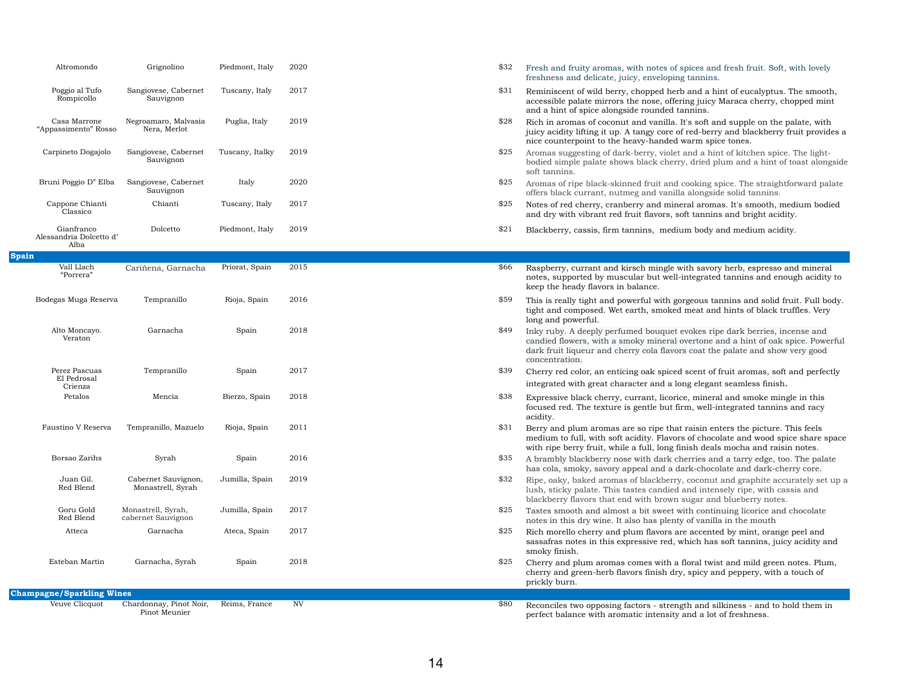| Wine | Grape | Region | Vintage | Price | Description |
|---|---|---|---|---|---|
| Altromondo | Grignolino | Piedmont, Italy | 2020 | $32 | Fresh and fruity aromas, with notes of spices and fresh fruit. Soft, with lovely freshness and delicate, juicy, enveloping tannins. |
| Poggio al Tufo Rompicollo | Sangiovese, Cabernet Sauvignon | Tuscany, Italy | 2017 | $31 | Reminiscent of wild berry, chopped herb and a hint of eucalyptus. The smooth, accessible palate mirrors the nose, offering juicy Maraca cherry, chopped mint and a hint of spice alongside rounded tannins. |
| Casa Marrone "Appassimento" Rosso | Negroamaro, Malvasia Nera, Merlot | Puglia, Italy | 2019 | $28 | Rich in aromas of coconut and vanilla. It's soft and supple on the palate, with juicy acidity lifting it up. A tangy core of red-berry and blackberry fruit provides a nice counterpoint to the heavy-handed warm spice tones. |
| Carpineto Dogajolo | Sangiovese, Cabernet Sauvignon | Tuscany, Italky | 2019 | $25 | Aromas suggesting of dark-berry, violet and a hint of kitchen spice. The light-bodied simple palate shows black cherry, dried plum and a hint of toast alongside soft tannins. |
| Bruni Poggio D" Elba | Sangiovese, Cabernet Sauvignon | Italy | 2020 | $25 | Aromas of ripe black-skinned fruit and cooking spice. The straightforward palate offers black currant, nutmeg and vanilla alongside solid tannins. |
| Cappone Chianti Classico | Chianti | Tuscany, Italy | 2017 | $25 | Notes of red cherry, cranberry and mineral aromas. It's smooth, medium bodied and dry with vibrant red fruit flavors, soft tannins and bright acidity. |
| Gianfranco Alessandria Dolcetto d' Alba | Dolcetto | Piedmont, Italy | 2019 | $21 | Blackberry, cassis, firm tannins, medium body and medium acidity. |
| **Spain** | | | | | |
| Vall Llach "Porrera" | Cariñena, Garnacha | Priorat, Spain | 2015 | $66 | Raspberry, currant and kirsch mingle with savory herb, espresso and mineral notes, supported by muscular but well-integrated tannins and enough acidity to keep the heady flavors in balance. |
| Bodegas Muga Reserva | Tempranillo | Rioja, Spain | 2016 | $59 | This is really tight and powerful with gorgeous tannins and solid fruit. Full body. tight and composed. Wet earth, smoked meat and hints of black truffles. Very long and powerful. |
| Alto Moncayo. Veraton | Garnacha | Spain | 2018 | $49 | Inky ruby. A deeply perfumed bouquet evokes ripe dark berries, incense and candied flowers, with a smoky mineral overtone and a hint of oak spice. Powerful dark fruit liqueur and cherry cola flavors coat the palate and show very good concentration. |
| Perez Pascuas El Pedrosal Crienza | Tempranillo | Spain | 2017 | $39 | Cherry red color, an enticing oak spiced scent of fruit aromas, soft and perfectly integrated with great character and a long elegant seamless finish. |
| Petalos | Mencia | Bierzo, Spain | 2018 | $38 | Expressive black cherry, currant, licorice, mineral and smoke mingle in this focused red. The texture is gentle but firm, well-integrated tannins and racy acidity. |
| Faustino V Reserva | Tempranillo, Mazuelo | Rioja, Spain | 2011 | $31 | Berry and plum aromas are so ripe that raisin enters the picture. This feels medium to full, with soft acidity. Flavors of chocolate and wood spice share space with ripe berry fruit, while a full, long finish deals mocha and raisin notes. |
| Borsao Zarihs | Syrah | Spain | 2016 | $35 | A brambly blackberry nose with dark cherries and a tarry edge, too. The palate has cola, smoky, savory appeal and a dark-chocolate and dark-cherry core. |
| Juan Gil. Red Blend | Cabernet Sauvignon, Monastrell, Syrah | Jumilla, Spain | 2019 | $32 | Ripe, oaky, baked aromas of blackberry, coconut and graphite accurately set up a lush, sticky palate. This tastes candied and intensely ripe, with cassis and blackberry flavors that end with brown sugar and blueberry notes. |
| Goru Gold Red Blend | Monastrell, Syrah, cabernet Sauvignon | Jumilla, Spain | 2017 | $25 | Tastes smooth and almost a bit sweet with continuing licorice and chocolate notes in this dry wine. It also has plenty of vanilla in the mouth |
| Atteca | Garnacha | Ateca, Spain | 2017 | $25 | Rich morello cherry and plum flavors are accented by mint, orange peel and sassafras notes in this expressive red, which has soft tannins, juicy acidity and smoky finish. |
| Esteban Martin | Garnacha, Syrah | Spain | 2018 | $25 | Cherry and plum aromas comes with a floral twist and mild green notes. Plum, cherry and green-herb flavors finish dry, spicy and peppery, with a touch of prickly burn. |
| **Champagne/Sparkling Wines** | | | | | |
| Veuve Clicquot | Chardonnay, Pinot Noir, Pinot Meunier | Reims, France | NV | $80 | Reconciles two opposing factors - strength and silkiness - and to hold them in perfect balance with aromatic intensity and a lot of freshness. |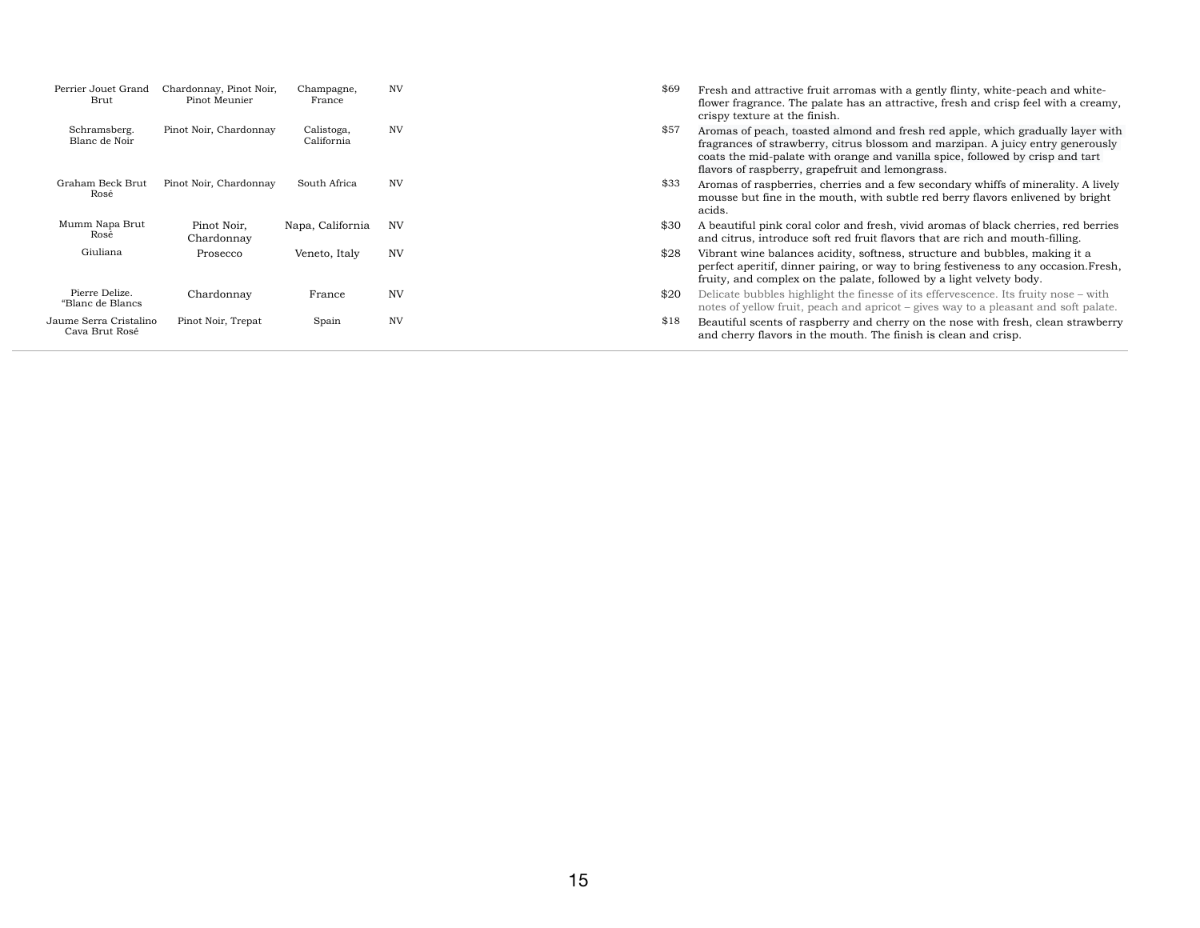| | | | | | |
|---|---|---|---|---|---|
| Perrier Jouet Grand Brut | Chardonnay, Pinot Noir, Pinot Meunier | Champagne, France | NV | $69 | Fresh and attractive fruit arromas with a gently flinty, white-peach and white-flower fragrance. The palate has an attractive, fresh and crisp feel with a creamy, crispy texture at the finish. |
| Schramsberg. Blanc de Noir | Pinot Noir, Chardonnay | Calistoga, California | NV | $57 | Aromas of peach, toasted almond and fresh red apple, which gradually layer with fragrances of strawberry, citrus blossom and marzipan. A juicy entry generously coats the mid-palate with orange and vanilla spice, followed by crisp and tart flavors of raspberry, grapefruit and lemongrass. |
| Graham Beck Brut Rosé | Pinot Noir, Chardonnay | South Africa | NV | $33 | Aromas of raspberries, cherries and a few secondary whiffs of minerality. A lively mousse but fine in the mouth, with subtle red berry flavors enlivened by bright acids. |
| Mumm Napa Brut Rosé | Pinot Noir, Chardonnay | Napa, California | NV | $30 | A beautiful pink coral color and fresh, vivid aromas of black cherries, red berries and citrus, introduce soft red fruit flavors that are rich and mouth-filling. |
| Giuliana | Prosecco | Veneto, Italy | NV | $28 | Vibrant wine balances acidity, softness, structure and bubbles, making it a perfect aperitif, dinner pairing, or way to bring festiveness to any occasion.Fresh, fruity, and complex on the palate, followed by a light velvety body. |
| Pierre Delize. "Blanc de Blancs | Chardonnay | France | NV | $20 | Delicate bubbles highlight the finesse of its effervescence. Its fruity nose – with notes of yellow fruit, peach and apricot – gives way to a pleasant and soft palate. |
| Jaume Serra Cristalino Cava Brut Rosé | Pinot Noir, Trepat | Spain | NV | $18 | Beautiful scents of raspberry and cherry on the nose with fresh, clean strawberry and cherry flavors in the mouth. The finish is clean and crisp. |